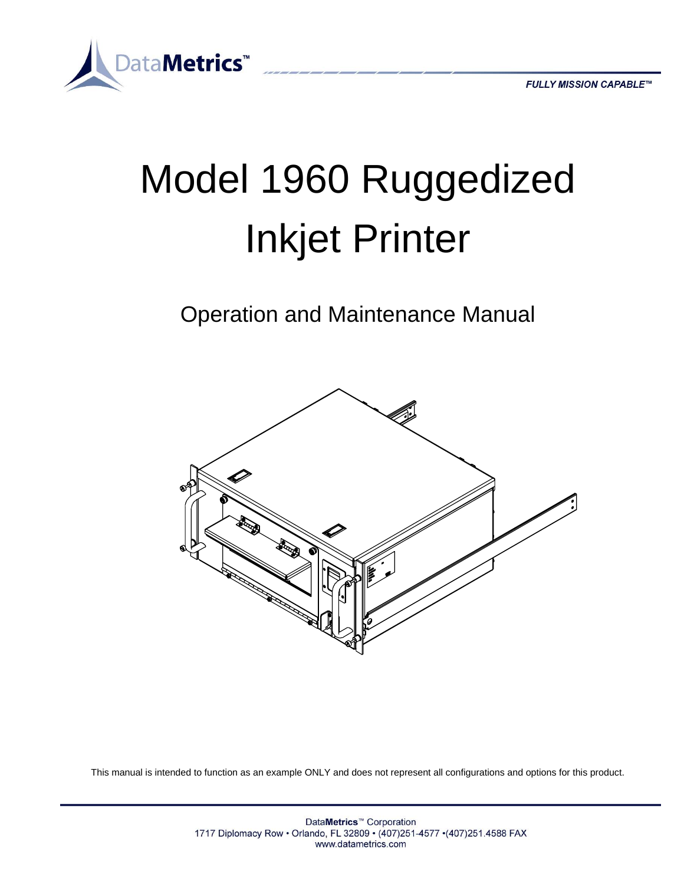DataMetrics™

*FULLY MISSION CAPABLE™*

# Model 1960 Ruggedized Inkjet Printer

## Operation and Maintenance Manual

This manual is intended to function as an example ONLY and does not represent all configurations and options for this product.

DataMetrics™ Corporation
1717 Diplomacy Row • Orlando, FL 32809 • (407)251-4577 •(407)251.4588 FAX
www.datametrics.com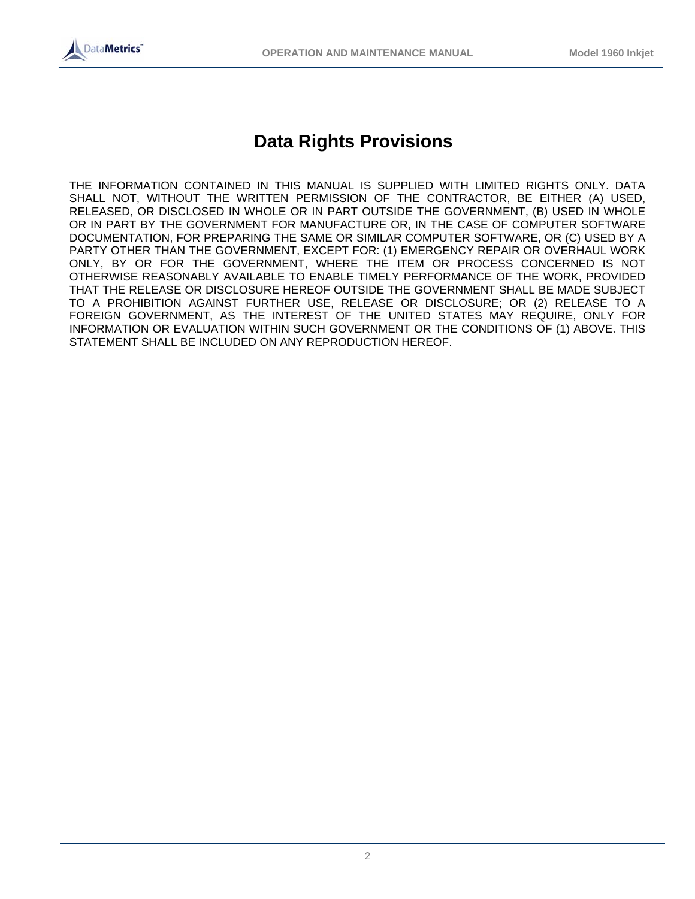# Data Rights Provisions

THE INFORMATION CONTAINED IN THIS MANUAL IS SUPPLIED WITH LIMITED RIGHTS ONLY. DATA SHALL NOT, WITHOUT THE WRITTEN PERMISSION OF THE CONTRACTOR, BE EITHER (A) USED, RELEASED, OR DISCLOSED IN WHOLE OR IN PART OUTSIDE THE GOVERNMENT, (B) USED IN WHOLE OR IN PART BY THE GOVERNMENT FOR MANUFACTURE OR, IN THE CASE OF COMPUTER SOFTWARE DOCUMENTATION, FOR PREPARING THE SAME OR SIMILAR COMPUTER SOFTWARE, OR (C) USED BY A PARTY OTHER THAN THE GOVERNMENT, EXCEPT FOR: (1) EMERGENCY REPAIR OR OVERHAUL WORK ONLY, BY OR FOR THE GOVERNMENT, WHERE THE ITEM OR PROCESS CONCERNED IS NOT OTHERWISE REASONABLY AVAILABLE TO ENABLE TIMELY PERFORMANCE OF THE WORK, PROVIDED THAT THE RELEASE OR DISCLOSURE HEREOF OUTSIDE THE GOVERNMENT SHALL BE MADE SUBJECT TO A PROHIBITION AGAINST FURTHER USE, RELEASE OR DISCLOSURE; OR (2) RELEASE TO A FOREIGN GOVERNMENT, AS THE INTEREST OF THE UNITED STATES MAY REQUIRE, ONLY FOR INFORMATION OR EVALUATION WITHIN SUCH GOVERNMENT OR THE CONDITIONS OF (1) ABOVE. THIS STATEMENT SHALL BE INCLUDED ON ANY REPRODUCTION HEREOF.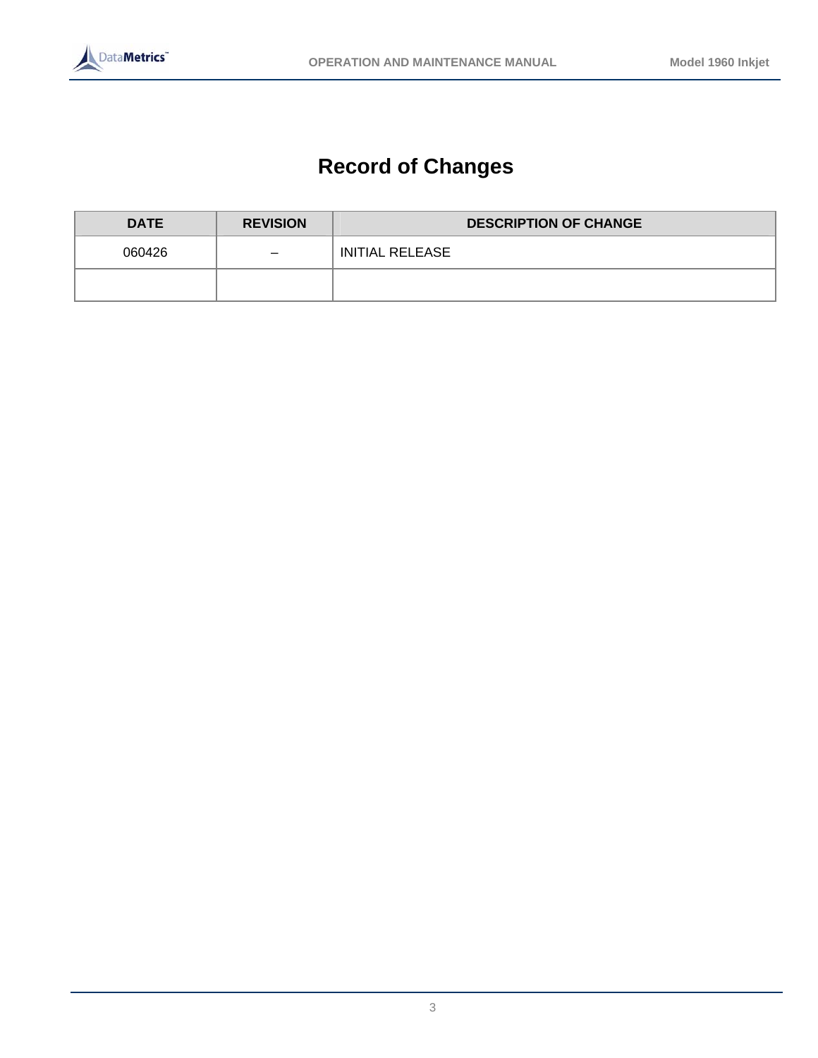# Record of Changes

| DATE | REVISION | DESCRIPTION OF CHANGE |
|---|---|---|
| 060426 | – | INITIAL RELEASE |
| | | |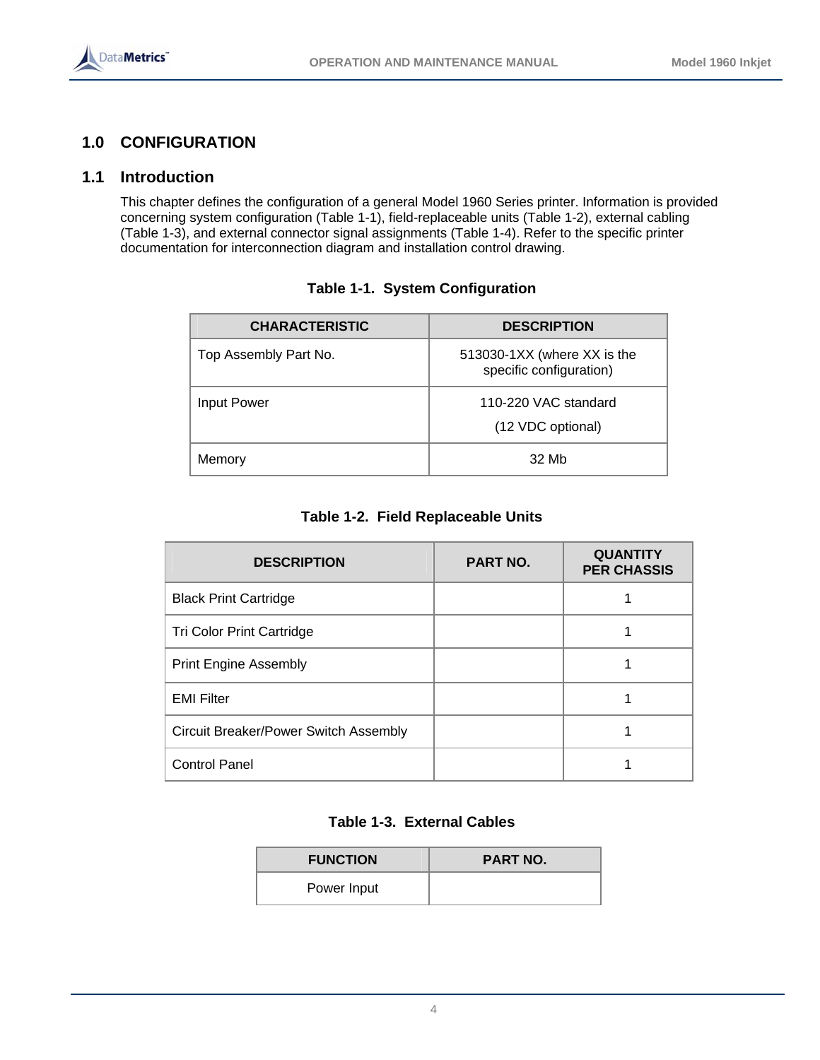# 1.0 CONFIGURATION

## 1.1 Introduction

This chapter defines the configuration of a general Model 1960 Series printer. Information is provided concerning system configuration (Table 1-1), field-replaceable units (Table 1-2), external cabling (Table 1-3), and external connector signal assignments (Table 1-4). Refer to the specific printer documentation for interconnection diagram and installation control drawing.

**Table 1-1. System Configuration**

| CHARACTERISTIC | DESCRIPTION |
|---|---|
| Top Assembly Part No. | 513030-1XX (where XX is the specific configuration) |
| Input Power | 110-220 VAC standard<br>(12 VDC optional) |
| Memory | 32 Mb |

**Table 1-2. Field Replaceable Units**

| DESCRIPTION | PART NO. | QUANTITY PER CHASSIS |
|---|---|---|
| Black Print Cartridge | | 1 |
| Tri Color Print Cartridge | | 1 |
| Print Engine Assembly | | 1 |
| EMI Filter | | 1 |
| Circuit Breaker/Power Switch Assembly | | 1 |
| Control Panel | | 1 |

**Table 1-3. External Cables**

| FUNCTION | PART NO. |
|---|---|
| Power Input | |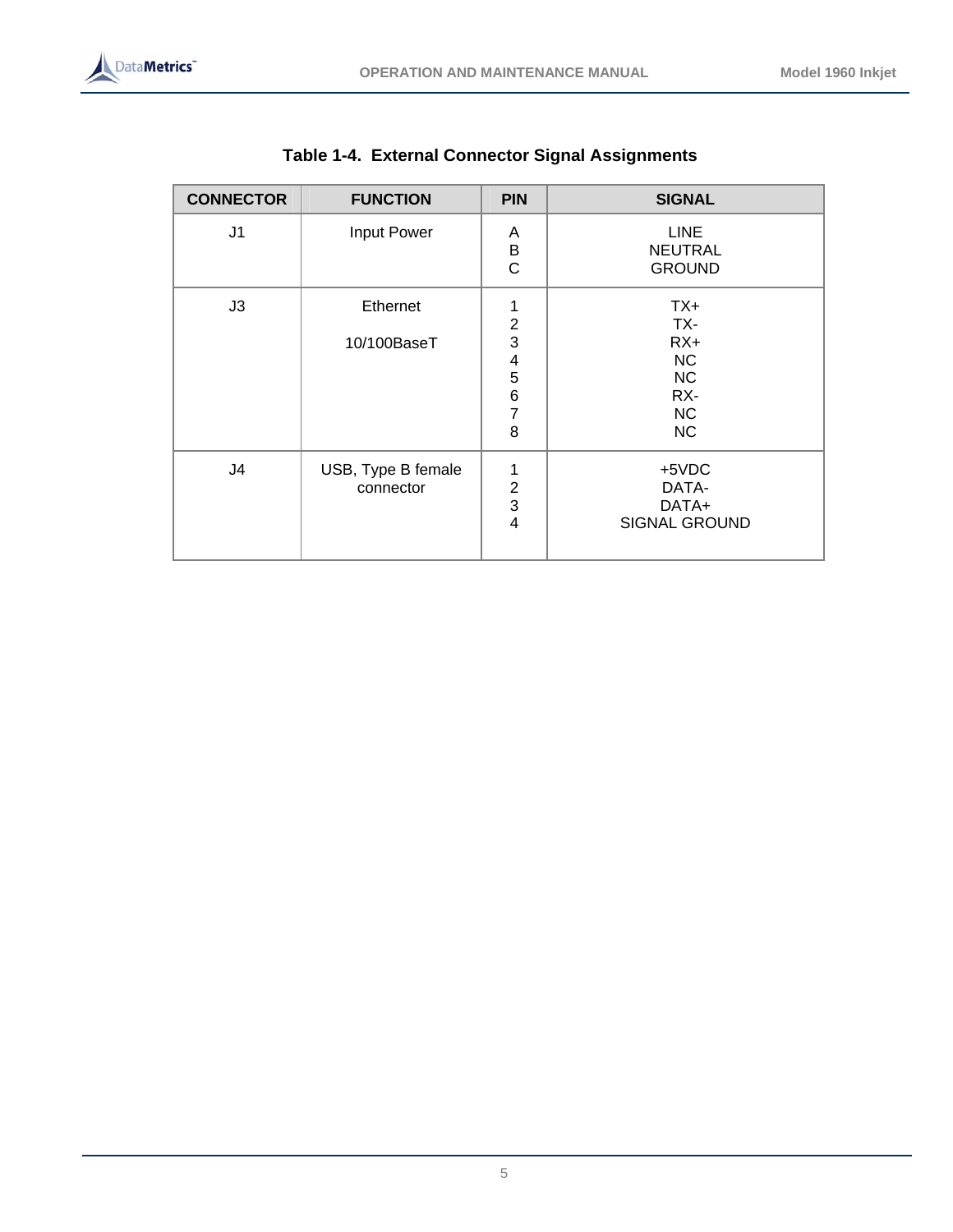**Table 1-4. External Connector Signal Assignments**

| CONNECTOR | FUNCTION | PIN | SIGNAL |
|---|---|---|---|
| J1 | Input Power | A<br>B<br>C | LINE<br>NEUTRAL<br>GROUND |
| J3 | Ethernet<br><br>10/100BaseT | 1<br>2<br>3<br>4<br>5<br>6<br>7<br>8 | TX+<br>TX-<br>RX+<br>NC<br>NC<br>RX-<br>NC<br>NC |
| J4 | USB, Type B female connector | 1<br>2<br>3<br>4 | +5VDC<br>DATA-<br>DATA+<br>SIGNAL GROUND |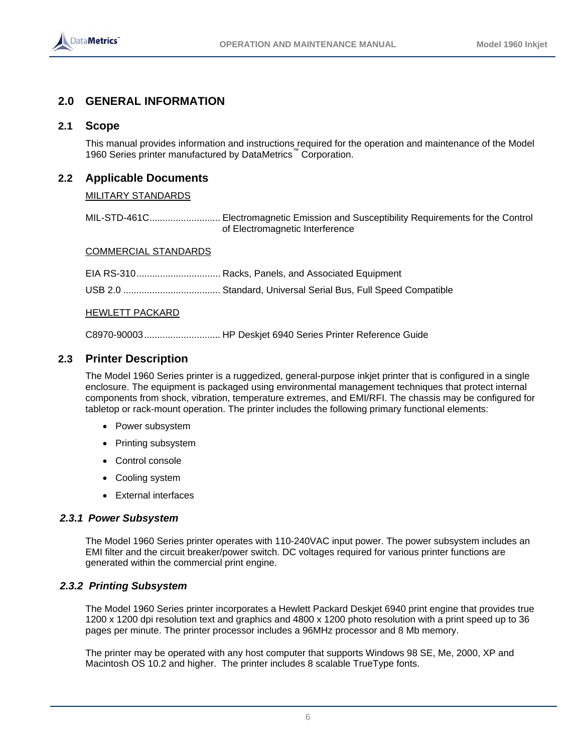## 2.0 GENERAL INFORMATION

### 2.1 Scope

This manual provides information and instructions required for the operation and maintenance of the Model 1960 Series printer manufactured by DataMetrics™ Corporation.

### 2.2 Applicable Documents

MILITARY STANDARDS

MIL-STD-461C.......................... Electromagnetic Emission and Susceptibility Requirements for the Control of Electromagnetic Interference

COMMERCIAL STANDARDS

EIA RS-310................................ Racks, Panels, and Associated Equipment

USB 2.0 ..................................... Standard, Universal Serial Bus, Full Speed Compatible

HEWLETT PACKARD

C8970-90003............................. HP Deskjet 6940 Series Printer Reference Guide

### 2.3 Printer Description

The Model 1960 Series printer is a ruggedized, general-purpose inkjet printer that is configured in a single enclosure. The equipment is packaged using environmental management techniques that protect internal components from shock, vibration, temperature extremes, and EMI/RFI. The chassis may be configured for tabletop or rack-mount operation. The printer includes the following primary functional elements:

- Power subsystem
- Printing subsystem
- Control console
- Cooling system
- External interfaces

#### *2.3.1 Power Subsystem*

The Model 1960 Series printer operates with 110-240VAC input power. The power subsystem includes an EMI filter and the circuit breaker/power switch. DC voltages required for various printer functions are generated within the commercial print engine.

#### *2.3.2 Printing Subsystem*

The Model 1960 Series printer incorporates a Hewlett Packard Deskjet 6940 print engine that provides true 1200 x 1200 dpi resolution text and graphics and 4800 x 1200 photo resolution with a print speed up to 36 pages per minute. The printer processor includes a 96MHz processor and 8 Mb memory.

The printer may be operated with any host computer that supports Windows 98 SE, Me, 2000, XP and Macintosh OS 10.2 and higher. The printer includes 8 scalable TrueType fonts.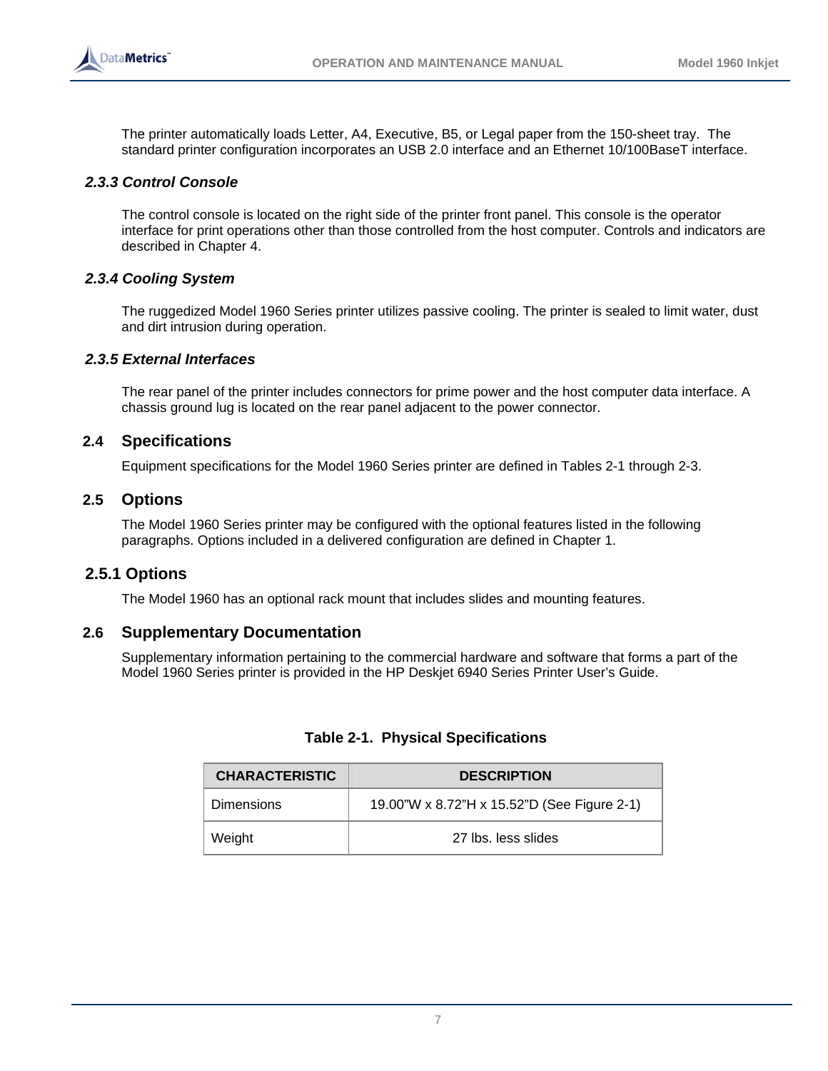The printer automatically loads Letter, A4, Executive, B5, or Legal paper from the 150-sheet tray. The standard printer configuration incorporates an USB 2.0 interface and an Ethernet 10/100BaseT interface.

### *2.3.3 Control Console*

The control console is located on the right side of the printer front panel. This console is the operator interface for print operations other than those controlled from the host computer. Controls and indicators are described in Chapter 4.

### *2.3.4 Cooling System*

The ruggedized Model 1960 Series printer utilizes passive cooling. The printer is sealed to limit water, dust and dirt intrusion during operation.

### *2.3.5 External Interfaces*

The rear panel of the printer includes connectors for prime power and the host computer data interface. A chassis ground lug is located on the rear panel adjacent to the power connector.

## 2.4 Specifications

Equipment specifications for the Model 1960 Series printer are defined in Tables 2-1 through 2-3.

## 2.5 Options

The Model 1960 Series printer may be configured with the optional features listed in the following paragraphs. Options included in a delivered configuration are defined in Chapter 1.

### 2.5.1 Options

The Model 1960 has an optional rack mount that includes slides and mounting features.

## 2.6 Supplementary Documentation

Supplementary information pertaining to the commercial hardware and software that forms a part of the Model 1960 Series printer is provided in the HP Deskjet 6940 Series Printer User's Guide.

**Table 2-1. Physical Specifications**

| CHARACTERISTIC | DESCRIPTION |
|---|---|
| Dimensions | 19.00"W x 8.72"H x 15.52"D (See Figure 2-1) |
| Weight | 27 lbs. less slides |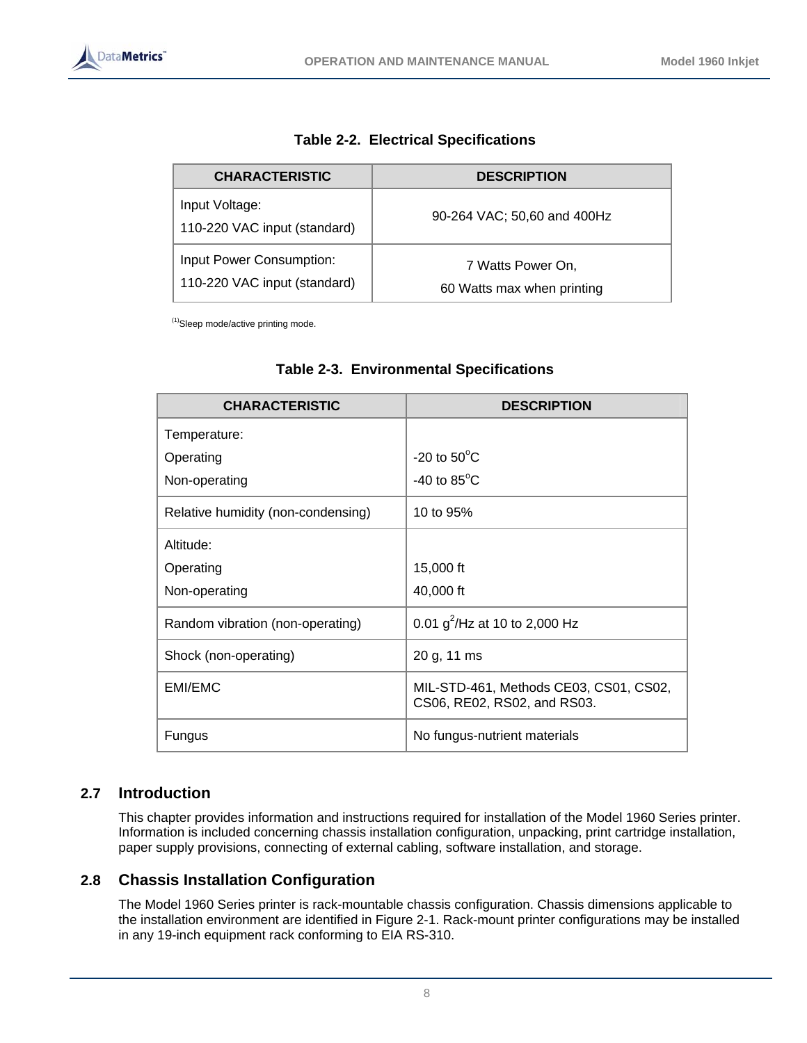**Table 2-2. Electrical Specifications**

| CHARACTERISTIC | DESCRIPTION |
|---|---|
| Input Voltage:<br>110-220 VAC input (standard) | 90-264 VAC; 50,60 and 400Hz |
| Input Power Consumption:<br>110-220 VAC input (standard) | 7 Watts Power On,<br>60 Watts max when printing |

(1)Sleep mode/active printing mode.

**Table 2-3. Environmental Specifications**

| CHARACTERISTIC | DESCRIPTION |
|---|---|
| Temperature:<br>Operating<br>Non-operating | <br>-20 to 50°C<br>-40 to 85°C |
| Relative humidity (non-condensing) | 10 to 95% |
| Altitude:<br>Operating<br>Non-operating | <br>15,000 ft<br>40,000 ft |
| Random vibration (non-operating) | 0.01 $g^2$/Hz at 10 to 2,000 Hz |
| Shock (non-operating) | 20 g, 11 ms |
| EMI/EMC | MIL-STD-461, Methods CE03, CS01, CS02, CS06, RE02, RS02, and RS03. |
| Fungus | No fungus-nutrient materials |

## 2.7 Introduction

This chapter provides information and instructions required for installation of the Model 1960 Series printer. Information is included concerning chassis installation configuration, unpacking, print cartridge installation, paper supply provisions, connecting of external cabling, software installation, and storage.

## 2.8 Chassis Installation Configuration

The Model 1960 Series printer is rack-mountable chassis configuration. Chassis dimensions applicable to the installation environment are identified in Figure 2-1. Rack-mount printer configurations may be installed in any 19-inch equipment rack conforming to EIA RS-310.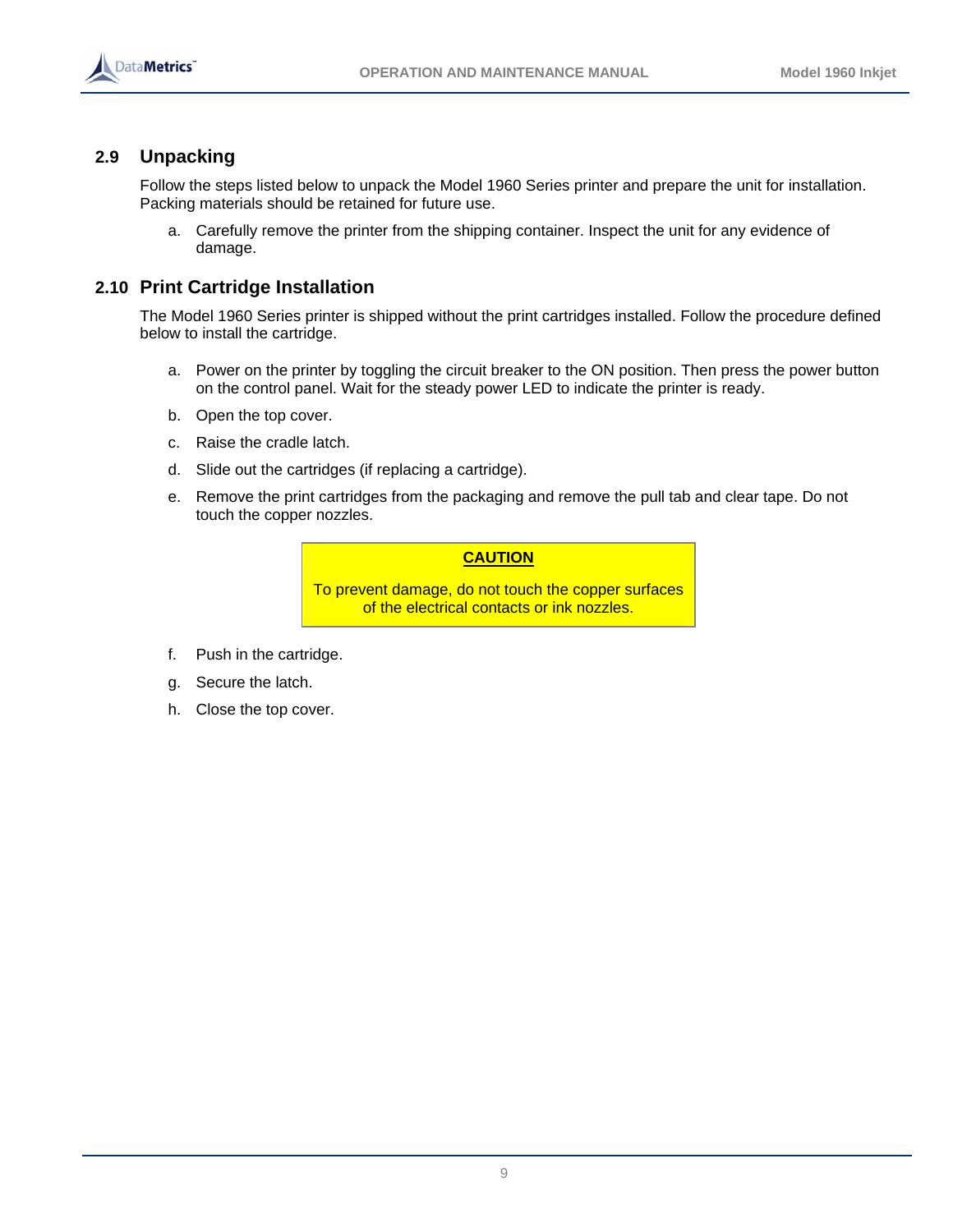## 2.9 Unpacking

Follow the steps listed below to unpack the Model 1960 Series printer and prepare the unit for installation. Packing materials should be retained for future use.

a. Carefully remove the printer from the shipping container. Inspect the unit for any evidence of damage.

## 2.10 Print Cartridge Installation

The Model 1960 Series printer is shipped without the print cartridges installed. Follow the procedure defined below to install the cartridge.

a. Power on the printer by toggling the circuit breaker to the ON position. Then press the power button on the control panel. Wait for the steady power LED to indicate the printer is ready.

b. Open the top cover.

c. Raise the cradle latch.

d. Slide out the cartridges (if replacing a cartridge).

e. Remove the print cartridges from the packaging and remove the pull tab and clear tape. Do not touch the copper nozzles.

> **CAUTION**
>
> To prevent damage, do not touch the copper surfaces of the electrical contacts or ink nozzles.

f. Push in the cartridge.

g. Secure the latch.

h. Close the top cover.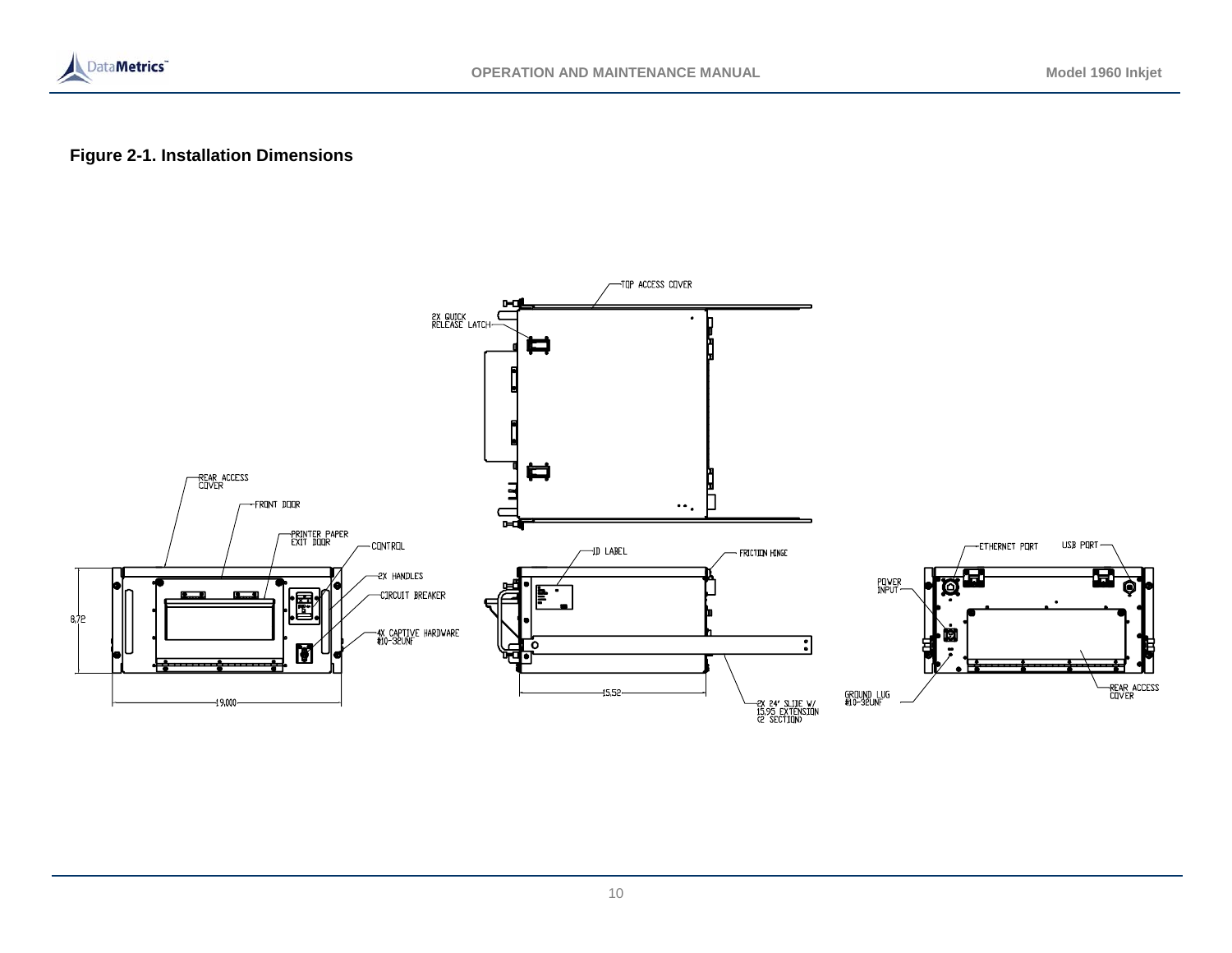**Figure 2-1. Installation Dimensions**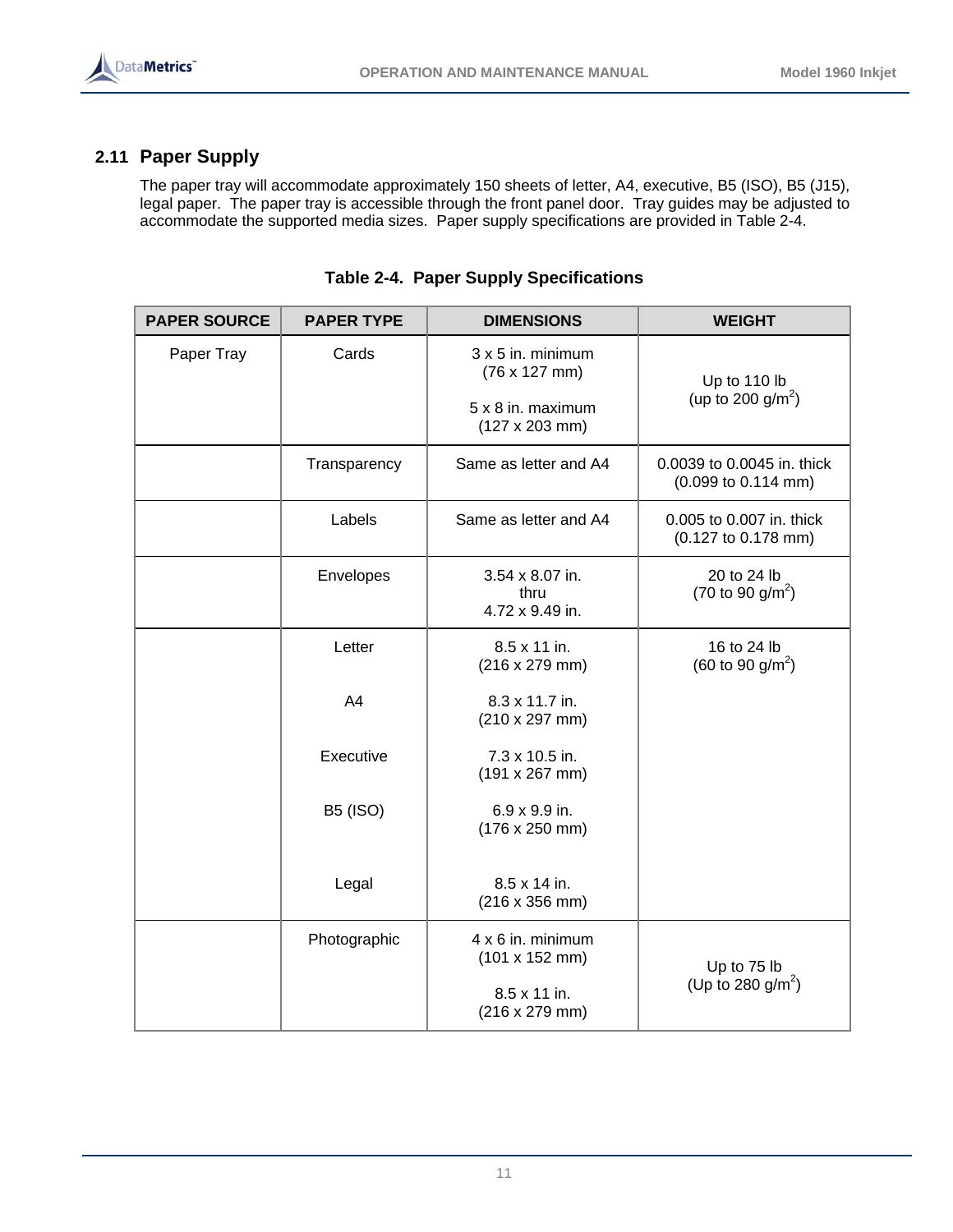## 2.11 Paper Supply

The paper tray will accommodate approximately 150 sheets of letter, A4, executive, B5 (ISO), B5 (J15), legal paper. The paper tray is accessible through the front panel door. Tray guides may be adjusted to accommodate the supported media sizes. Paper supply specifications are provided in Table 2-4.

**Table 2-4. Paper Supply Specifications**

| PAPER SOURCE | PAPER TYPE | DIMENSIONS | WEIGHT |
|---|---|---|---|
| Paper Tray | Cards | 3 x 5 in. minimum (76 x 127 mm)<br><br>5 x 8 in. maximum (127 x 203 mm) | Up to 110 lb (up to 200 g/m$^2$) |
| | Transparency | Same as letter and A4 | 0.0039 to 0.0045 in. thick (0.099 to 0.114 mm) |
| | Labels | Same as letter and A4 | 0.005 to 0.007 in. thick (0.127 to 0.178 mm) |
| | Envelopes | 3.54 x 8.07 in. thru 4.72 x 9.49 in. | 20 to 24 lb (70 to 90 g/m$^2$) |
| | Letter<br><br>A4<br><br>Executive<br><br>B5 (ISO)<br><br>Legal | 8.5 x 11 in. (216 x 279 mm)<br><br>8.3 x 11.7 in. (210 x 297 mm)<br><br>7.3 x 10.5 in. (191 x 267 mm)<br><br>6.9 x 9.9 in. (176 x 250 mm)<br><br>8.5 x 14 in. (216 x 356 mm) | 16 to 24 lb (60 to 90 g/m$^2$) |
| | Photographic | 4 x 6 in. minimum (101 x 152 mm)<br><br>8.5 x 11 in. (216 x 279 mm) | Up to 75 lb (Up to 280 g/m$^2$) |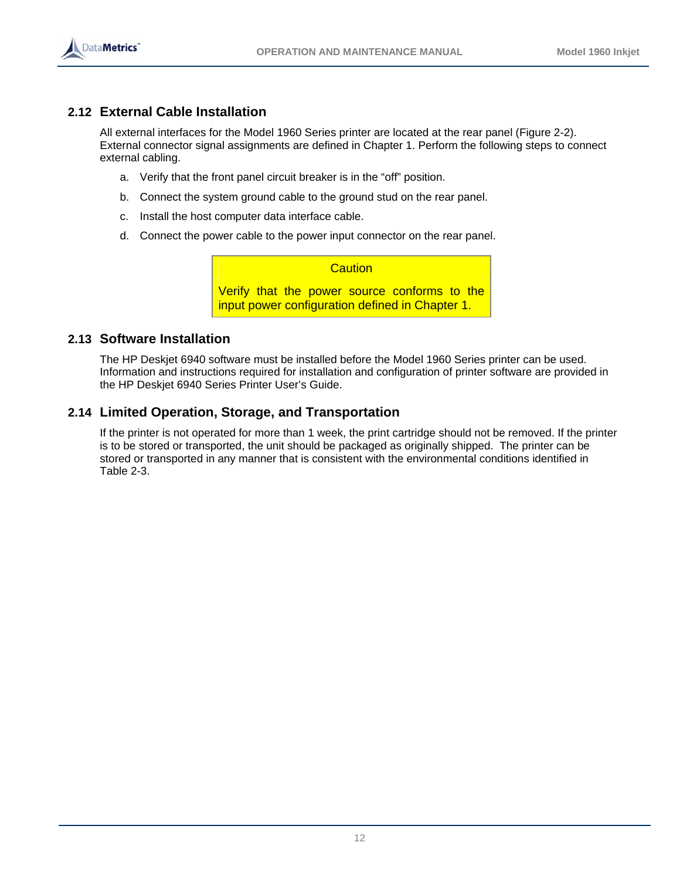## 2.12 External Cable Installation

All external interfaces for the Model 1960 Series printer are located at the rear panel (Figure 2-2). External connector signal assignments are defined in Chapter 1. Perform the following steps to connect external cabling.

a. Verify that the front panel circuit breaker is in the “off” position.

b. Connect the system ground cable to the ground stud on the rear panel.

c. Install the host computer data interface cable.

d. Connect the power cable to the power input connector on the rear panel.

> **Caution**
>
> Verify that the power source conforms to the input power configuration defined in Chapter 1.

## 2.13 Software Installation

The HP Deskjet 6940 software must be installed before the Model 1960 Series printer can be used. Information and instructions required for installation and configuration of printer software are provided in the HP Deskjet 6940 Series Printer User’s Guide.

## 2.14 Limited Operation, Storage, and Transportation

If the printer is not operated for more than 1 week, the print cartridge should not be removed. If the printer is to be stored or transported, the unit should be packaged as originally shipped. The printer can be stored or transported in any manner that is consistent with the environmental conditions identified in Table 2-3.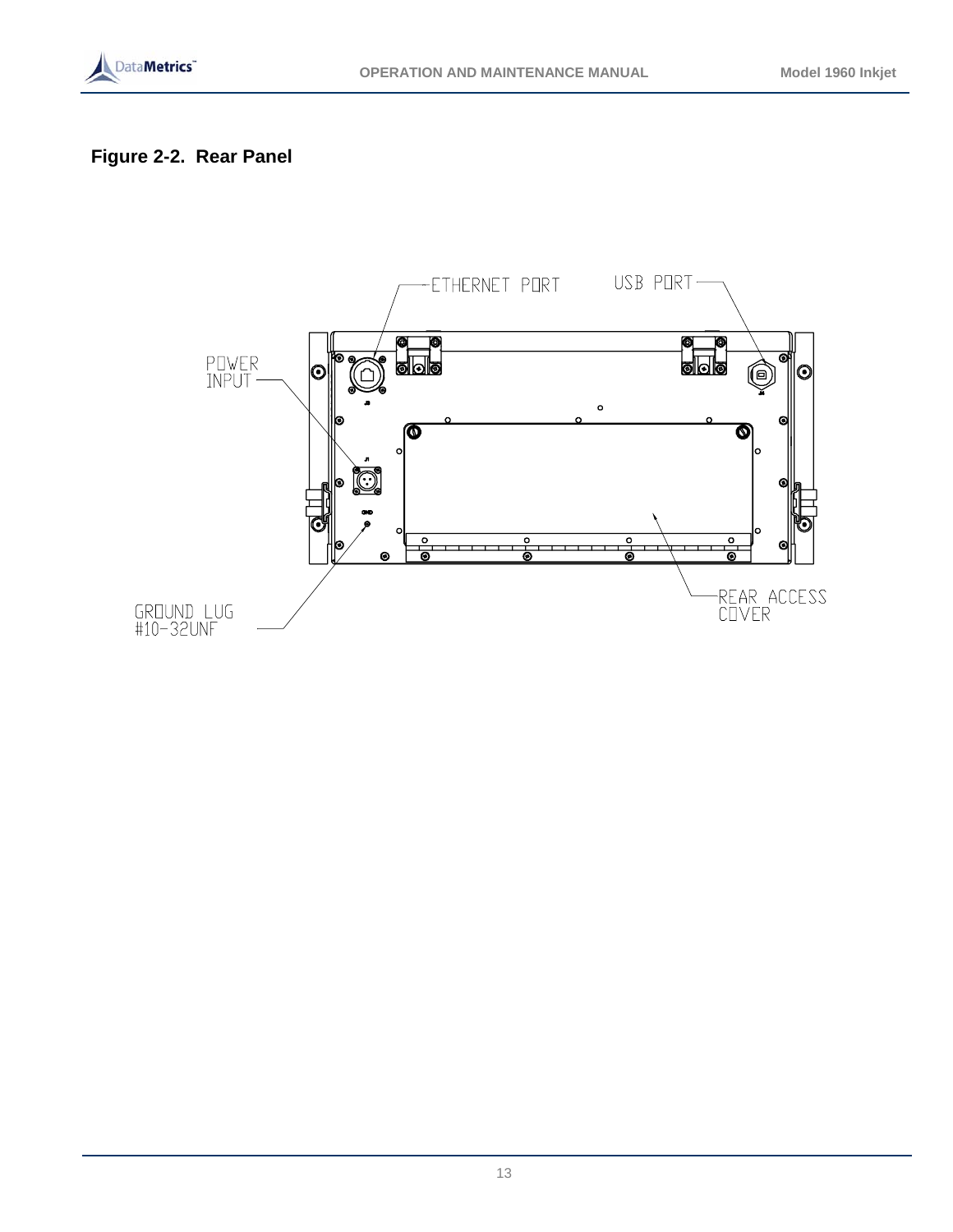**Figure 2-2. Rear Panel**

ETHERNET PORT

USB PORT

POWER INPUT

GROUND LUG #10-32UNF

REAR ACCESS COVER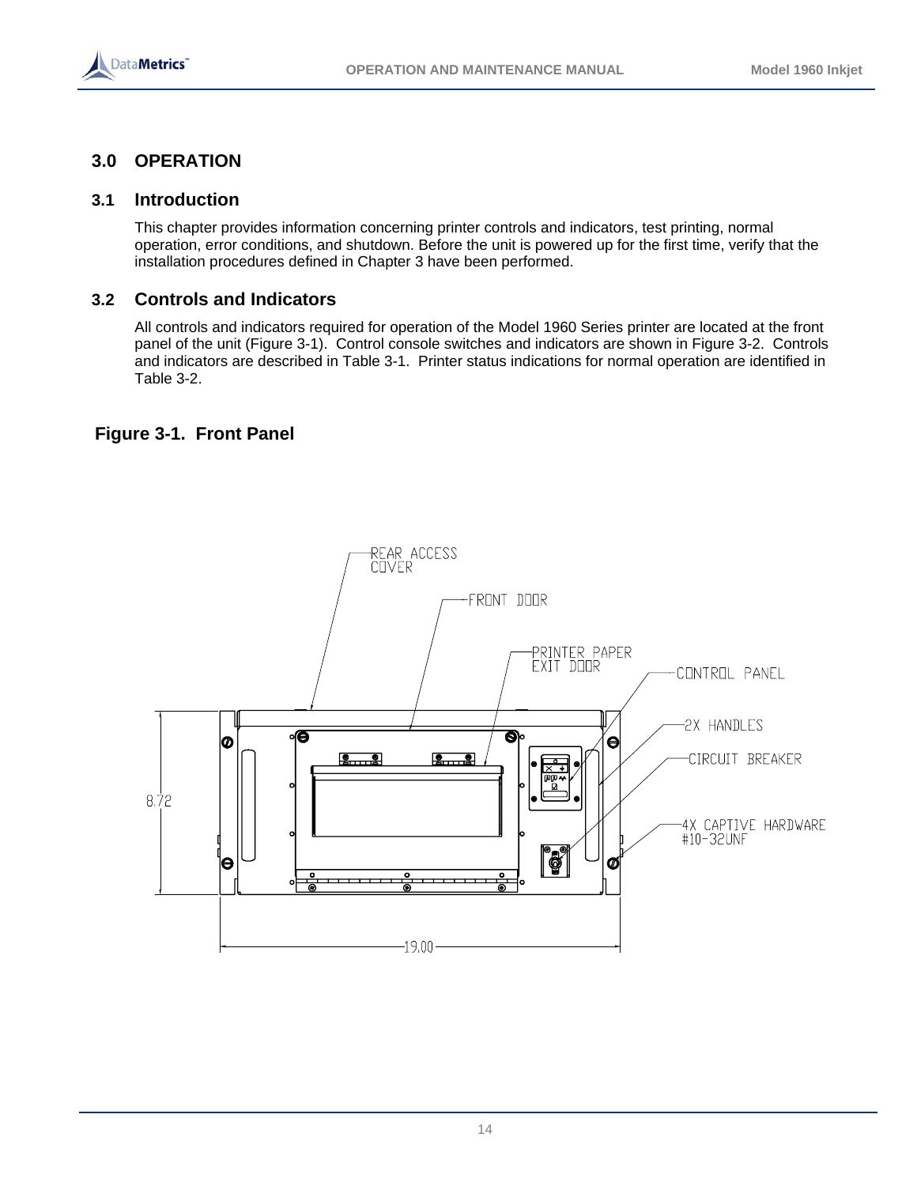# 3.0 OPERATION

## 3.1 Introduction

This chapter provides information concerning printer controls and indicators, test printing, normal operation, error conditions, and shutdown. Before the unit is powered up for the first time, verify that the installation procedures defined in Chapter 3 have been performed.

## 3.2 Controls and Indicators

All controls and indicators required for operation of the Model 1960 Series printer are located at the front panel of the unit (Figure 3-1). Control console switches and indicators are shown in Figure 3-2. Controls and indicators are described in Table 3-1. Printer status indications for normal operation are identified in Table 3-2.

**Figure 3-1. Front Panel**

REAR ACCESS COVER

FRONT DOOR

PRINTER PAPER EXIT DOOR

CONTROL PANEL

2X HANDLES

CIRCUIT BREAKER

4X CAPTIVE HARDWARE #10-32UNF

8.72

19.00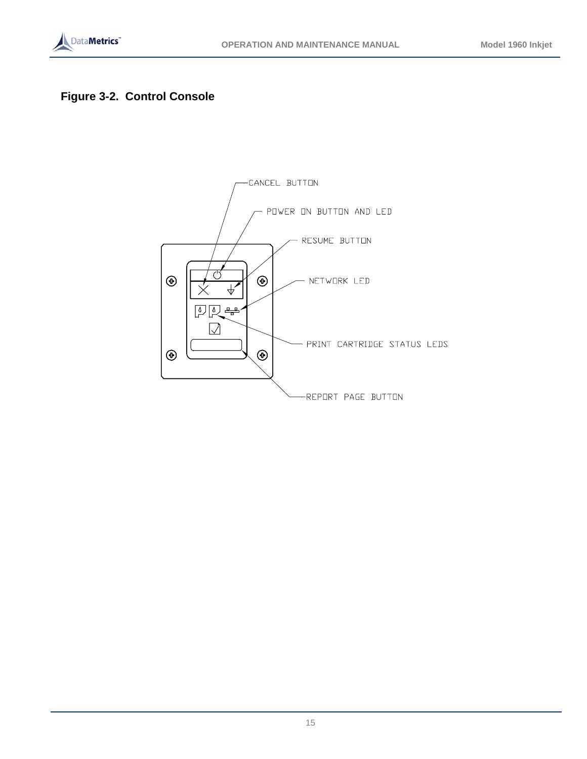**Figure 3-2. Control Console**

CANCEL BUTTON

POWER ON BUTTON AND LED

RESUME BUTTON

NETWORK LED

PRINT CARTRIDGE STATUS LEDS

REPORT PAGE BUTTON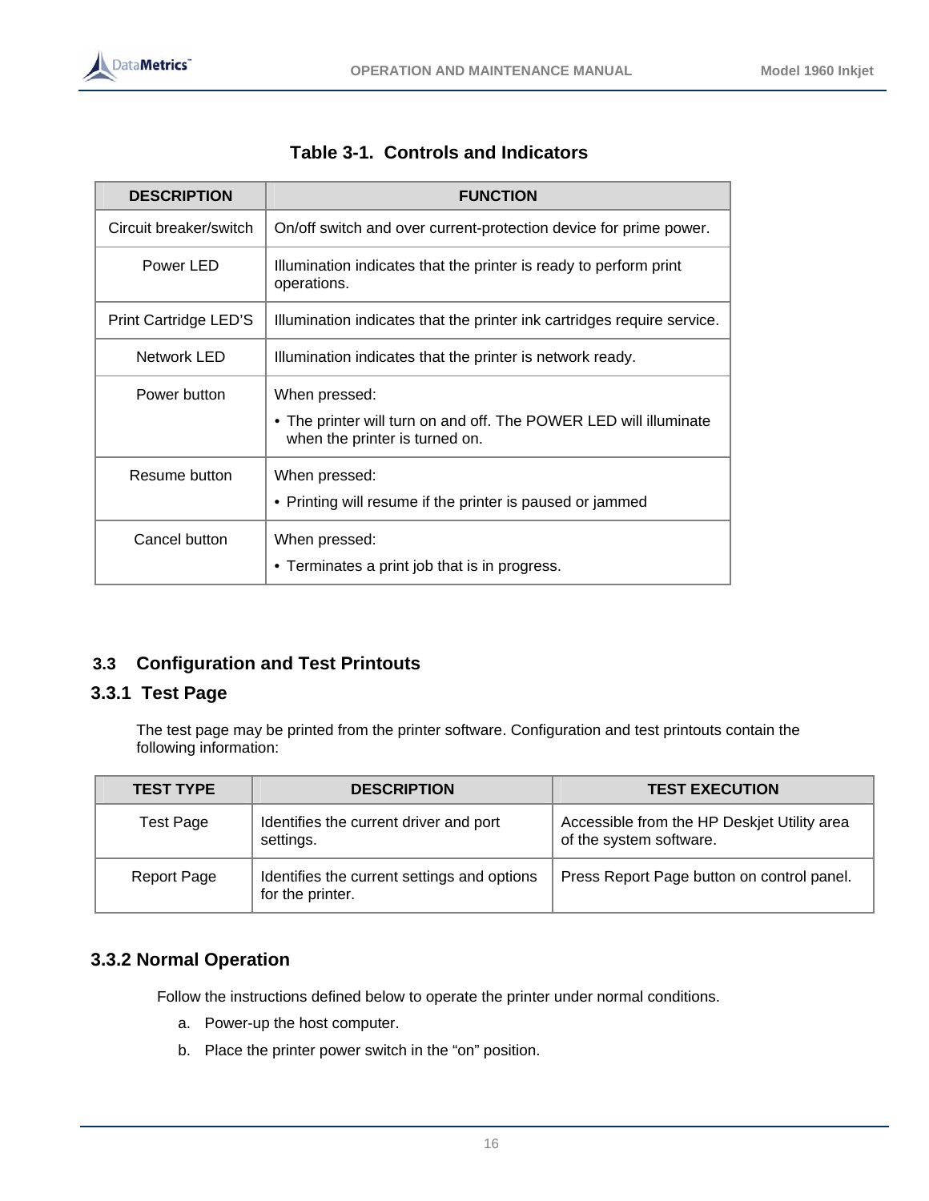**Table 3-1. Controls and Indicators**

| DESCRIPTION | FUNCTION |
| --- | --- |
| Circuit breaker/switch | On/off switch and over current-protection device for prime power. |
| Power LED | Illumination indicates that the printer is ready to perform print operations. |
| Print Cartridge LED'S | Illumination indicates that the printer ink cartridges require service. |
| Network LED | Illumination indicates that the printer is network ready. |
| Power button | When pressed: • The printer will turn on and off. The POWER LED will illuminate when the printer is turned on. |
| Resume button | When pressed: • Printing will resume if the printer is paused or jammed |
| Cancel button | When pressed: • Terminates a print job that is in progress. |

## 3.3 Configuration and Test Printouts

### 3.3.1 Test Page

The test page may be printed from the printer software. Configuration and test printouts contain the following information:

| TEST TYPE | DESCRIPTION | TEST EXECUTION |
| --- | --- | --- |
| Test Page | Identifies the current driver and port settings. | Accessible from the HP Deskjet Utility area of the system software. |
| Report Page | Identifies the current settings and options for the printer. | Press Report Page button on control panel. |

### 3.3.2 Normal Operation

Follow the instructions defined below to operate the printer under normal conditions.

a. Power-up the host computer.

b. Place the printer power switch in the “on” position.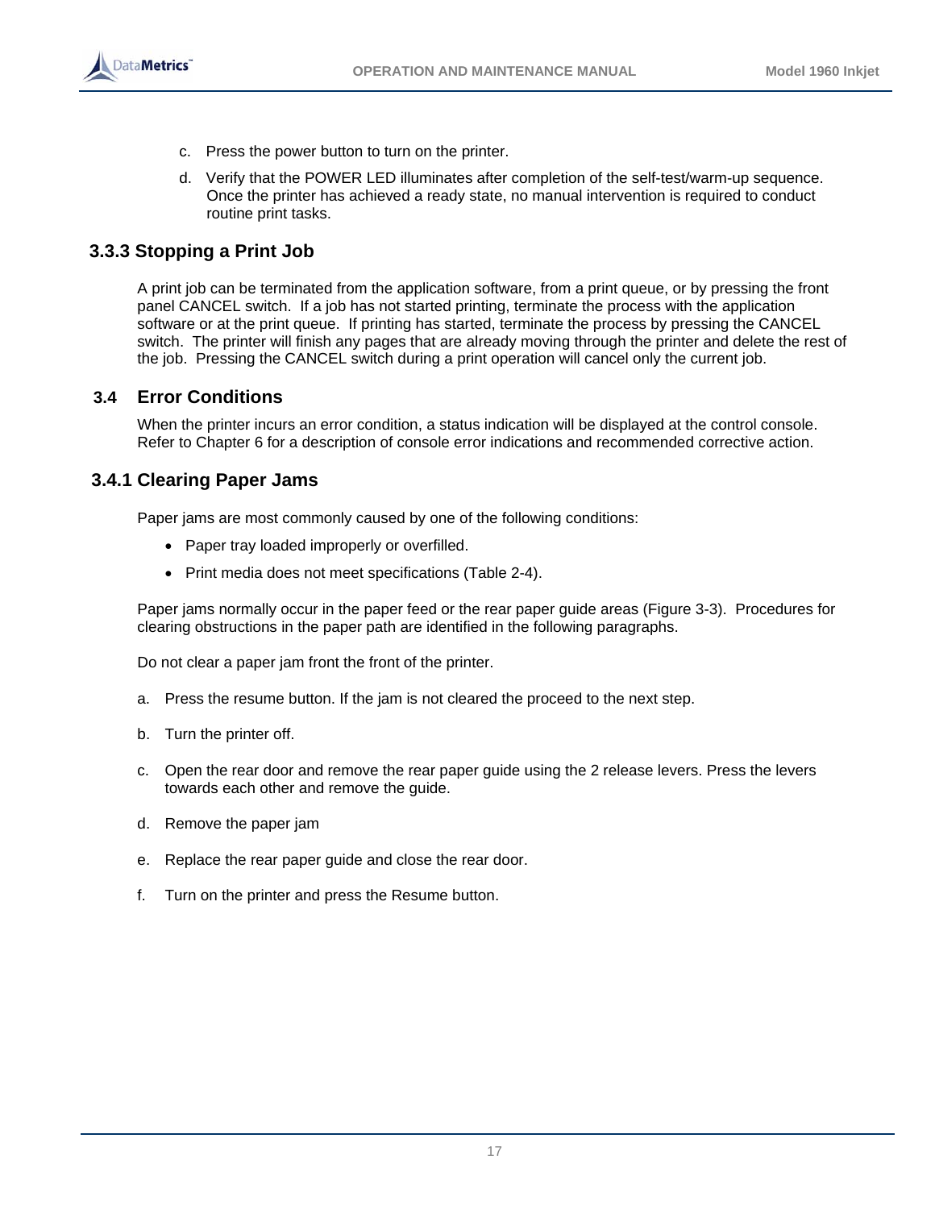c. Press the power button to turn on the printer.

d. Verify that the POWER LED illuminates after completion of the self-test/warm-up sequence. Once the printer has achieved a ready state, no manual intervention is required to conduct routine print tasks.

### 3.3.3 Stopping a Print Job

A print job can be terminated from the application software, from a print queue, or by pressing the front panel CANCEL switch. If a job has not started printing, terminate the process with the application software or at the print queue. If printing has started, terminate the process by pressing the CANCEL switch. The printer will finish any pages that are already moving through the printer and delete the rest of the job. Pressing the CANCEL switch during a print operation will cancel only the current job.

## 3.4 Error Conditions

When the printer incurs an error condition, a status indication will be displayed at the control console. Refer to Chapter 6 for a description of console error indications and recommended corrective action.

### 3.4.1 Clearing Paper Jams

Paper jams are most commonly caused by one of the following conditions:

- Paper tray loaded improperly or overfilled.
- Print media does not meet specifications (Table 2-4).

Paper jams normally occur in the paper feed or the rear paper guide areas (Figure 3-3). Procedures for clearing obstructions in the paper path are identified in the following paragraphs.

Do not clear a paper jam front the front of the printer.

a. Press the resume button. If the jam is not cleared the proceed to the next step.

b. Turn the printer off.

c. Open the rear door and remove the rear paper guide using the 2 release levers. Press the levers towards each other and remove the guide.

d. Remove the paper jam

e. Replace the rear paper guide and close the rear door.

f. Turn on the printer and press the Resume button.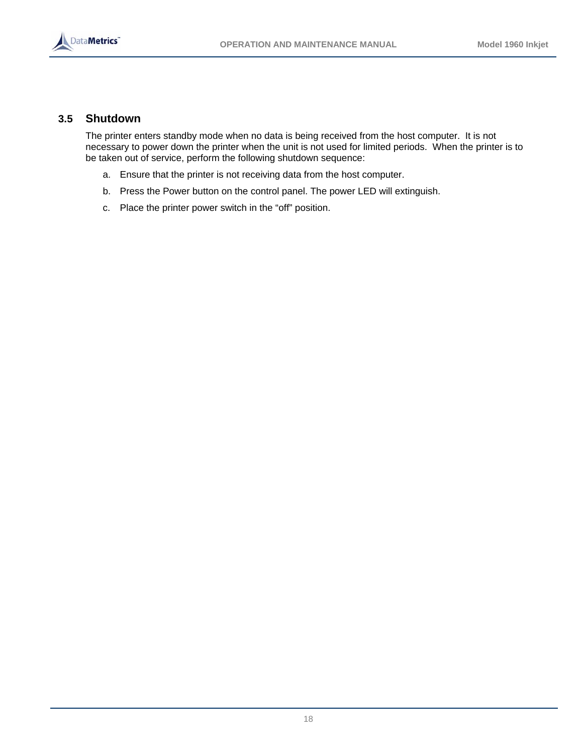## 3.5 Shutdown

The printer enters standby mode when no data is being received from the host computer. It is not necessary to power down the printer when the unit is not used for limited periods. When the printer is to be taken out of service, perform the following shutdown sequence:

a. Ensure that the printer is not receiving data from the host computer.

b. Press the Power button on the control panel. The power LED will extinguish.

c. Place the printer power switch in the “off” position.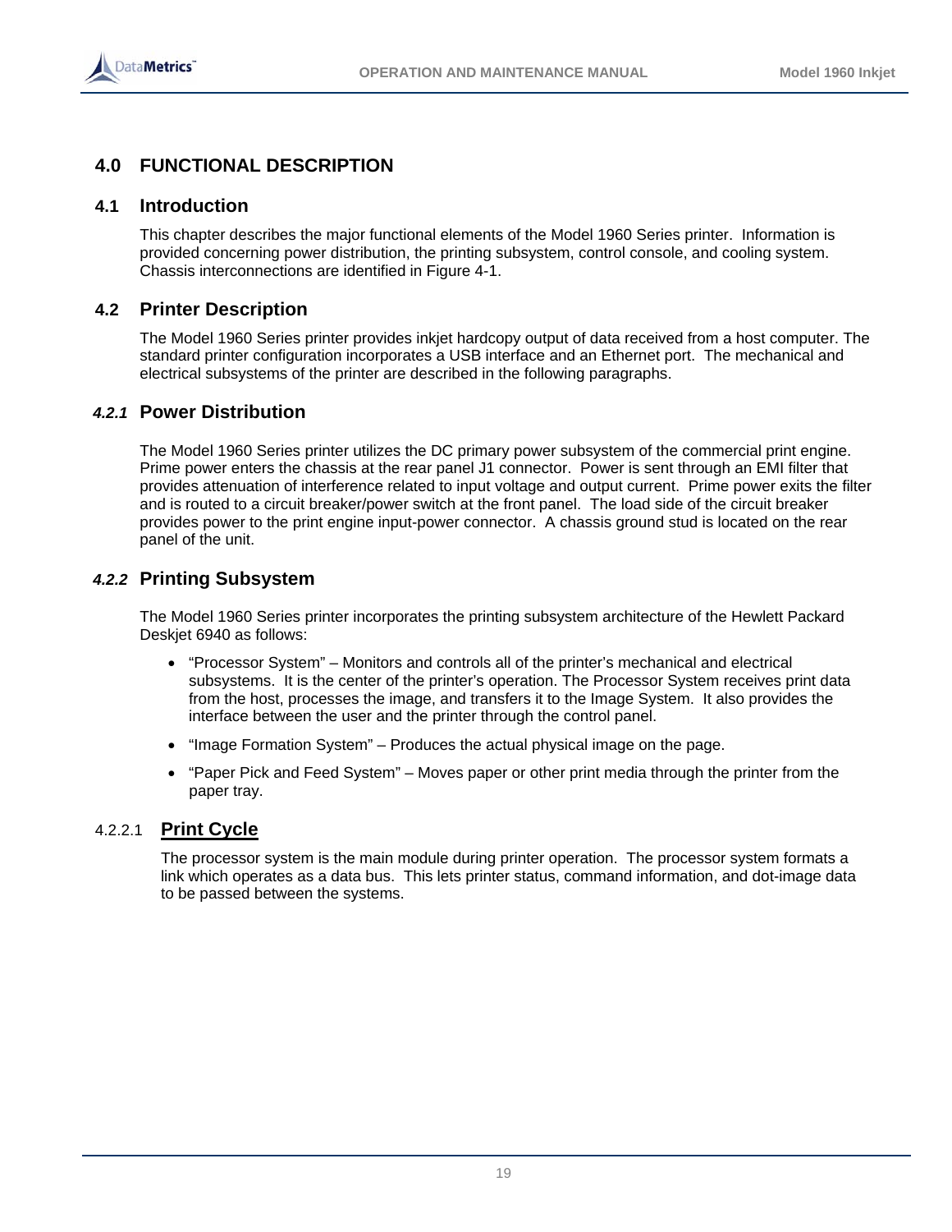# 4.0 FUNCTIONAL DESCRIPTION

## 4.1 Introduction

This chapter describes the major functional elements of the Model 1960 Series printer. Information is provided concerning power distribution, the printing subsystem, control console, and cooling system. Chassis interconnections are identified in Figure 4-1.

## 4.2 Printer Description

The Model 1960 Series printer provides inkjet hardcopy output of data received from a host computer. The standard printer configuration incorporates a USB interface and an Ethernet port. The mechanical and electrical subsystems of the printer are described in the following paragraphs.

### *4.2.1* Power Distribution

The Model 1960 Series printer utilizes the DC primary power subsystem of the commercial print engine. Prime power enters the chassis at the rear panel J1 connector. Power is sent through an EMI filter that provides attenuation of interference related to input voltage and output current. Prime power exits the filter and is routed to a circuit breaker/power switch at the front panel. The load side of the circuit breaker provides power to the print engine input-power connector. A chassis ground stud is located on the rear panel of the unit.

### *4.2.2* Printing Subsystem

The Model 1960 Series printer incorporates the printing subsystem architecture of the Hewlett Packard Deskjet 6940 as follows:

- “Processor System” – Monitors and controls all of the printer’s mechanical and electrical subsystems. It is the center of the printer’s operation. The Processor System receives print data from the host, processes the image, and transfers it to the Image System. It also provides the interface between the user and the printer through the control panel.
- “Image Formation System” – Produces the actual physical image on the page.
- “Paper Pick and Feed System” – Moves paper or other print media through the printer from the paper tray.

#### 4.2.2.1 Print Cycle

The processor system is the main module during printer operation. The processor system formats a link which operates as a data bus. This lets printer status, command information, and dot-image data to be passed between the systems.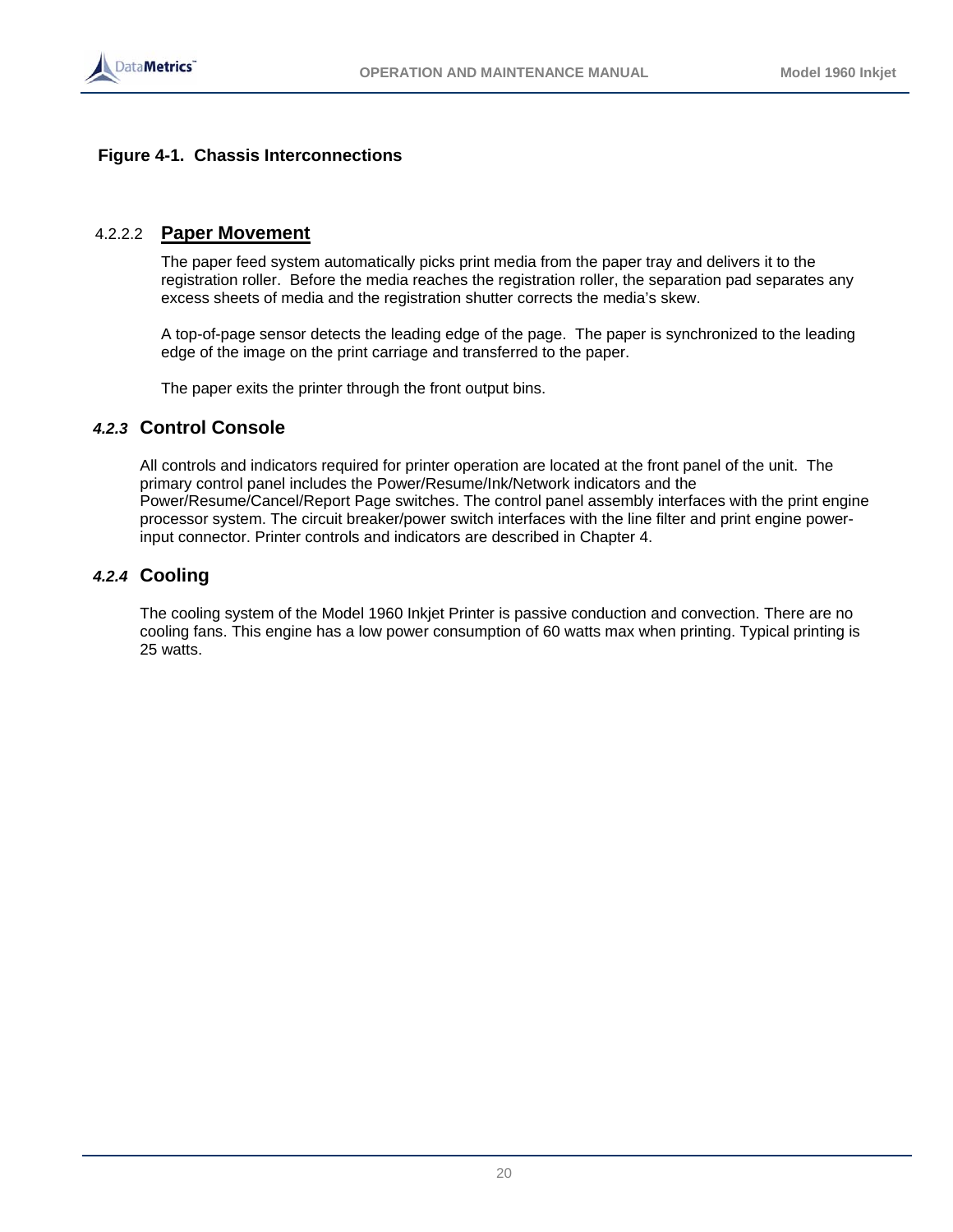**Figure 4-1. Chassis Interconnections**

#### 4.2.2.2 Paper Movement

The paper feed system automatically picks print media from the paper tray and delivers it to the registration roller. Before the media reaches the registration roller, the separation pad separates any excess sheets of media and the registration shutter corrects the media's skew.

A top-of-page sensor detects the leading edge of the page. The paper is synchronized to the leading edge of the image on the print carriage and transferred to the paper.

The paper exits the printer through the front output bins.

### *4.2.3* Control Console

All controls and indicators required for printer operation are located at the front panel of the unit. The primary control panel includes the Power/Resume/Ink/Network indicators and the Power/Resume/Cancel/Report Page switches. The control panel assembly interfaces with the print engine processor system. The circuit breaker/power switch interfaces with the line filter and print engine power-input connector. Printer controls and indicators are described in Chapter 4.

### *4.2.4* Cooling

The cooling system of the Model 1960 Inkjet Printer is passive conduction and convection. There are no cooling fans. This engine has a low power consumption of 60 watts max when printing. Typical printing is 25 watts.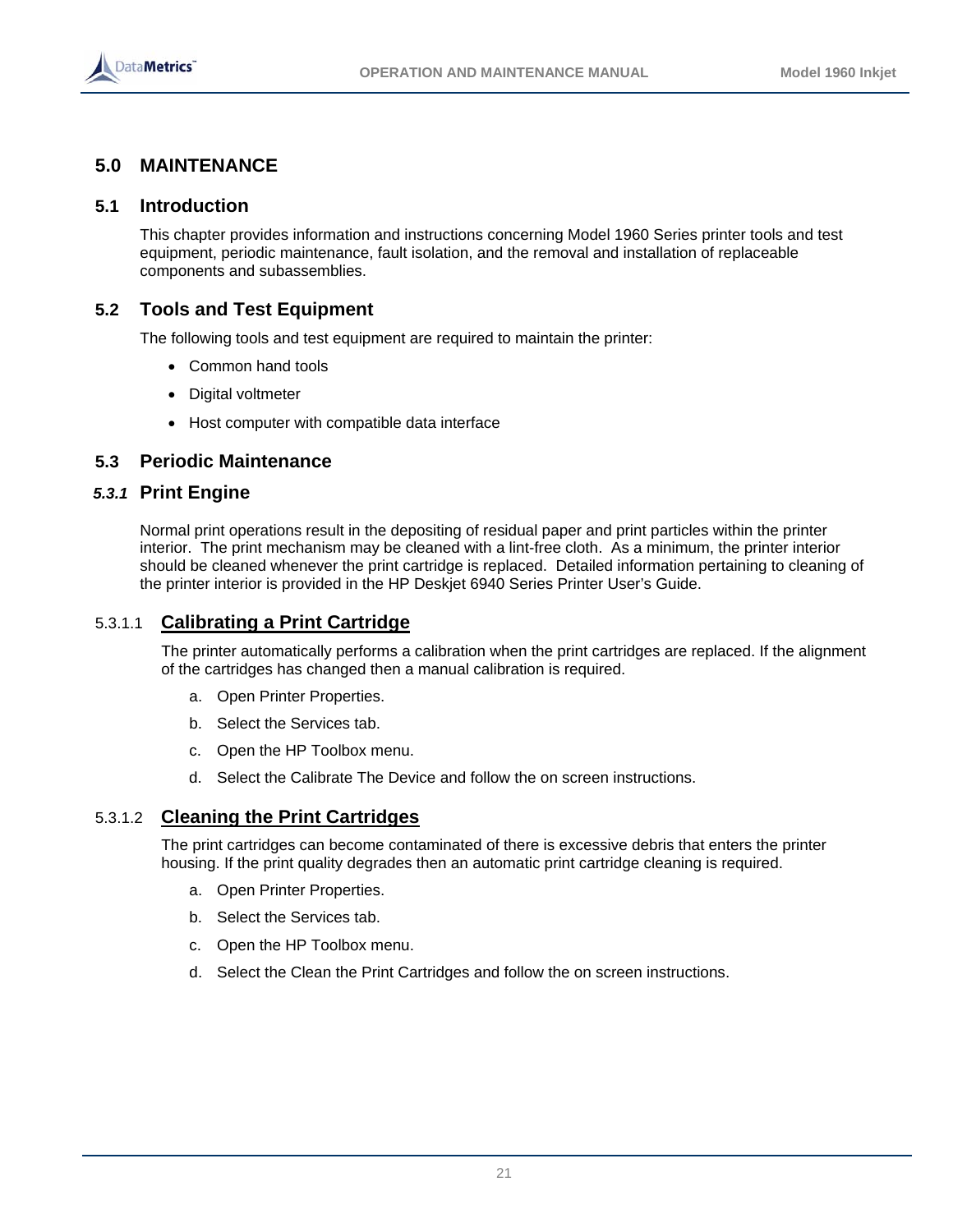# 5.0 MAINTENANCE

## 5.1 Introduction

This chapter provides information and instructions concerning Model 1960 Series printer tools and test equipment, periodic maintenance, fault isolation, and the removal and installation of replaceable components and subassemblies.

## 5.2 Tools and Test Equipment

The following tools and test equipment are required to maintain the printer:

- Common hand tools
- Digital voltmeter
- Host computer with compatible data interface

## 5.3 Periodic Maintenance

### *5.3.1* Print Engine

Normal print operations result in the depositing of residual paper and print particles within the printer interior. The print mechanism may be cleaned with a lint-free cloth. As a minimum, the printer interior should be cleaned whenever the print cartridge is replaced. Detailed information pertaining to cleaning of the printer interior is provided in the HP Deskjet 6940 Series Printer User's Guide.

#### 5.3.1.1 Calibrating a Print Cartridge

The printer automatically performs a calibration when the print cartridges are replaced. If the alignment of the cartridges has changed then a manual calibration is required.

a. Open Printer Properties.

b. Select the Services tab.

c. Open the HP Toolbox menu.

d. Select the Calibrate The Device and follow the on screen instructions.

#### 5.3.1.2 Cleaning the Print Cartridges

The print cartridges can become contaminated of there is excessive debris that enters the printer housing. If the print quality degrades then an automatic print cartridge cleaning is required.

a. Open Printer Properties.

b. Select the Services tab.

c. Open the HP Toolbox menu.

d. Select the Clean the Print Cartridges and follow the on screen instructions.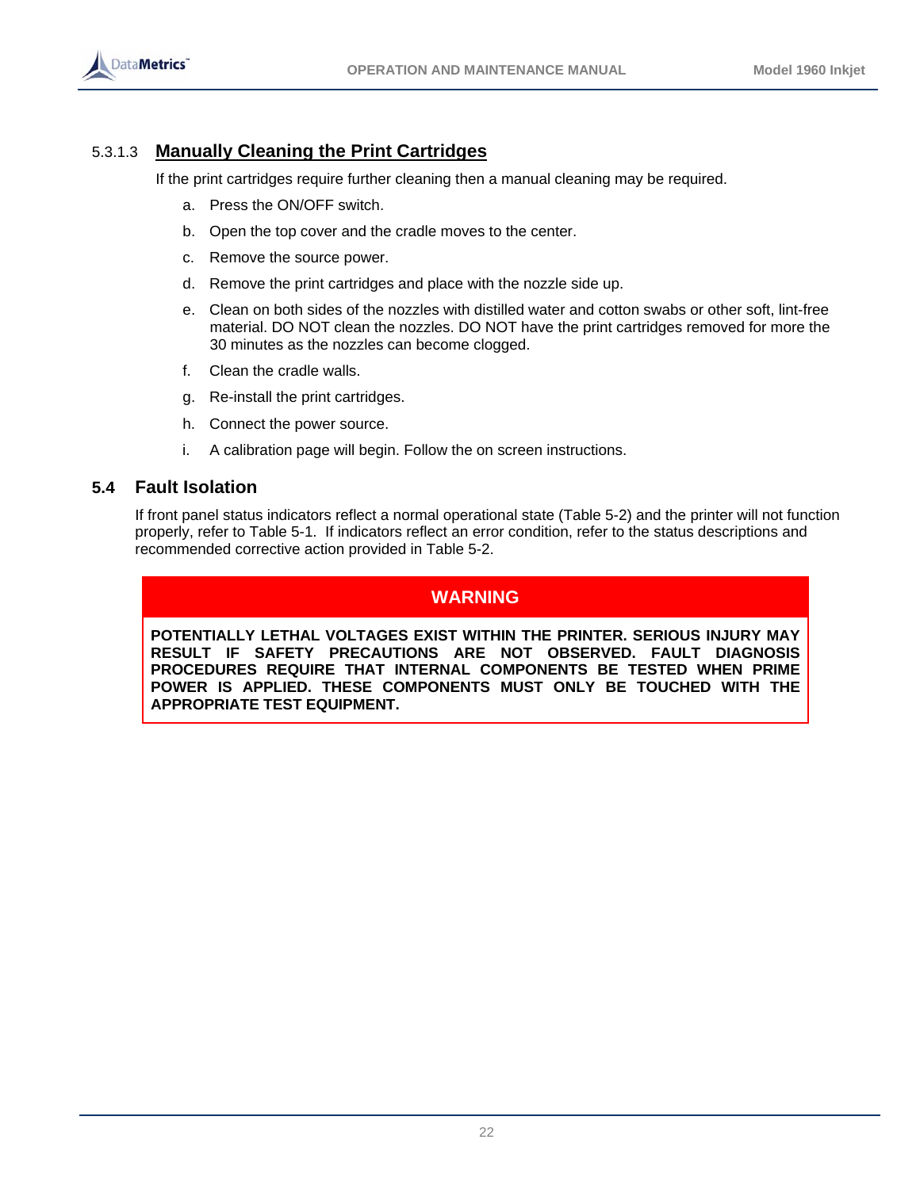#### 5.3.1.3 Manually Cleaning the Print Cartridges

If the print cartridges require further cleaning then a manual cleaning may be required.

a. Press the ON/OFF switch.

b. Open the top cover and the cradle moves to the center.

c. Remove the source power.

d. Remove the print cartridges and place with the nozzle side up.

e. Clean on both sides of the nozzles with distilled water and cotton swabs or other soft, lint-free material. DO NOT clean the nozzles. DO NOT have the print cartridges removed for more the 30 minutes as the nozzles can become clogged.

f. Clean the cradle walls.

g. Re-install the print cartridges.

h. Connect the power source.

i. A calibration page will begin. Follow the on screen instructions.

## 5.4 Fault Isolation

If front panel status indicators reflect a normal operational state (Table 5-2) and the printer will not function properly, refer to Table 5-1. If indicators reflect an error condition, refer to the status descriptions and recommended corrective action provided in Table 5-2.

**WARNING**

**POTENTIALLY LETHAL VOLTAGES EXIST WITHIN THE PRINTER. SERIOUS INJURY MAY RESULT IF SAFETY PRECAUTIONS ARE NOT OBSERVED. FAULT DIAGNOSIS PROCEDURES REQUIRE THAT INTERNAL COMPONENTS BE TESTED WHEN PRIME POWER IS APPLIED. THESE COMPONENTS MUST ONLY BE TOUCHED WITH THE APPROPRIATE TEST EQUIPMENT.**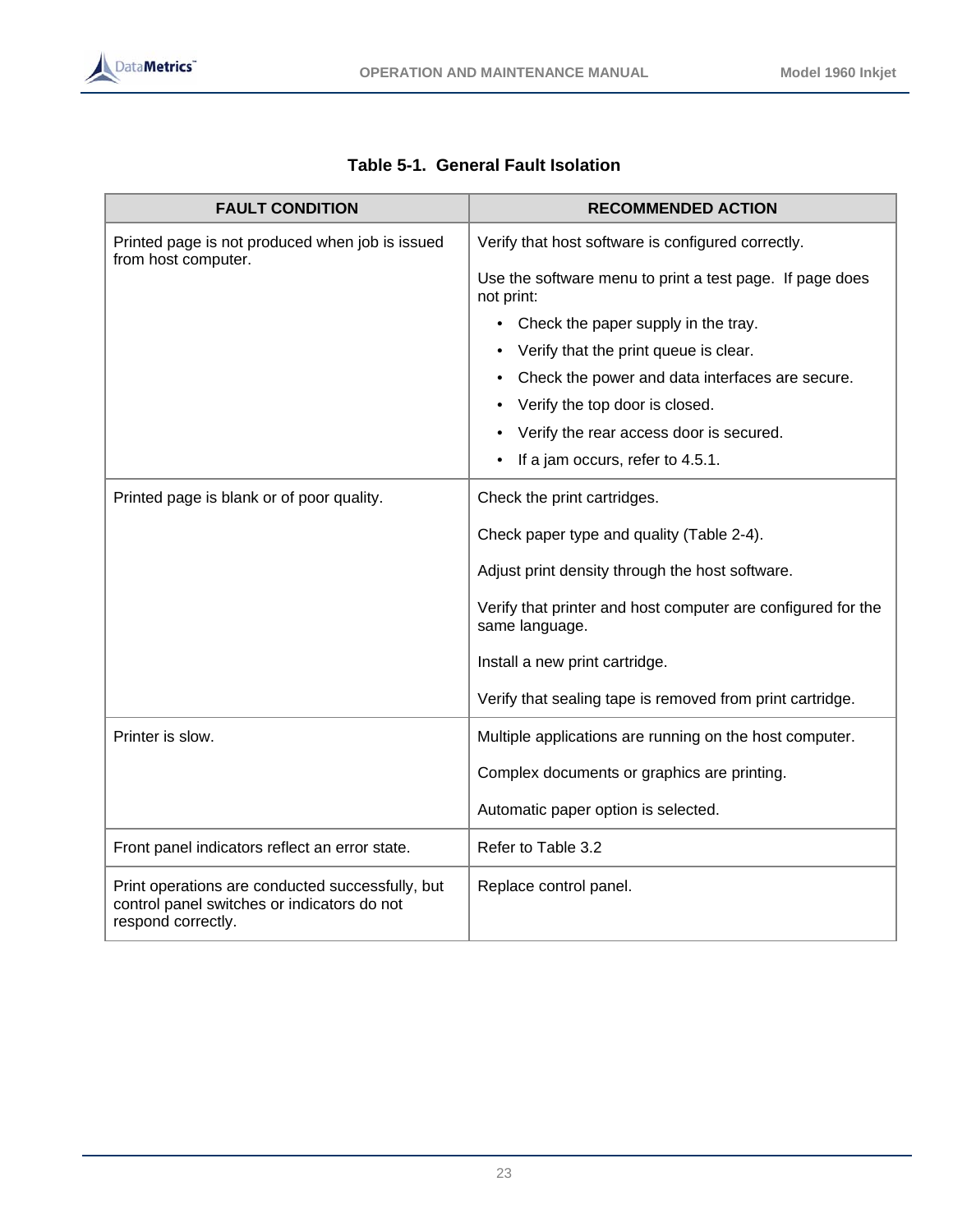**Table 5-1. General Fault Isolation**

| FAULT CONDITION | RECOMMENDED ACTION |
|---|---|
| Printed page is not produced when job is issued from host computer. | Verify that host software is configured correctly.<br><br>Use the software menu to print a test page. If page does not print:<br>• Check the paper supply in the tray.<br>• Verify that the print queue is clear.<br>• Check the power and data interfaces are secure.<br>• Verify the top door is closed.<br>• Verify the rear access door is secured.<br>• If a jam occurs, refer to 4.5.1. |
| Printed page is blank or of poor quality. | Check the print cartridges.<br><br>Check paper type and quality (Table 2-4).<br><br>Adjust print density through the host software.<br><br>Verify that printer and host computer are configured for the same language.<br><br>Install a new print cartridge.<br><br>Verify that sealing tape is removed from print cartridge. |
| Printer is slow. | Multiple applications are running on the host computer.<br><br>Complex documents or graphics are printing.<br><br>Automatic paper option is selected. |
| Front panel indicators reflect an error state. | Refer to Table 3.2 |
| Print operations are conducted successfully, but control panel switches or indicators do not respond correctly. | Replace control panel. |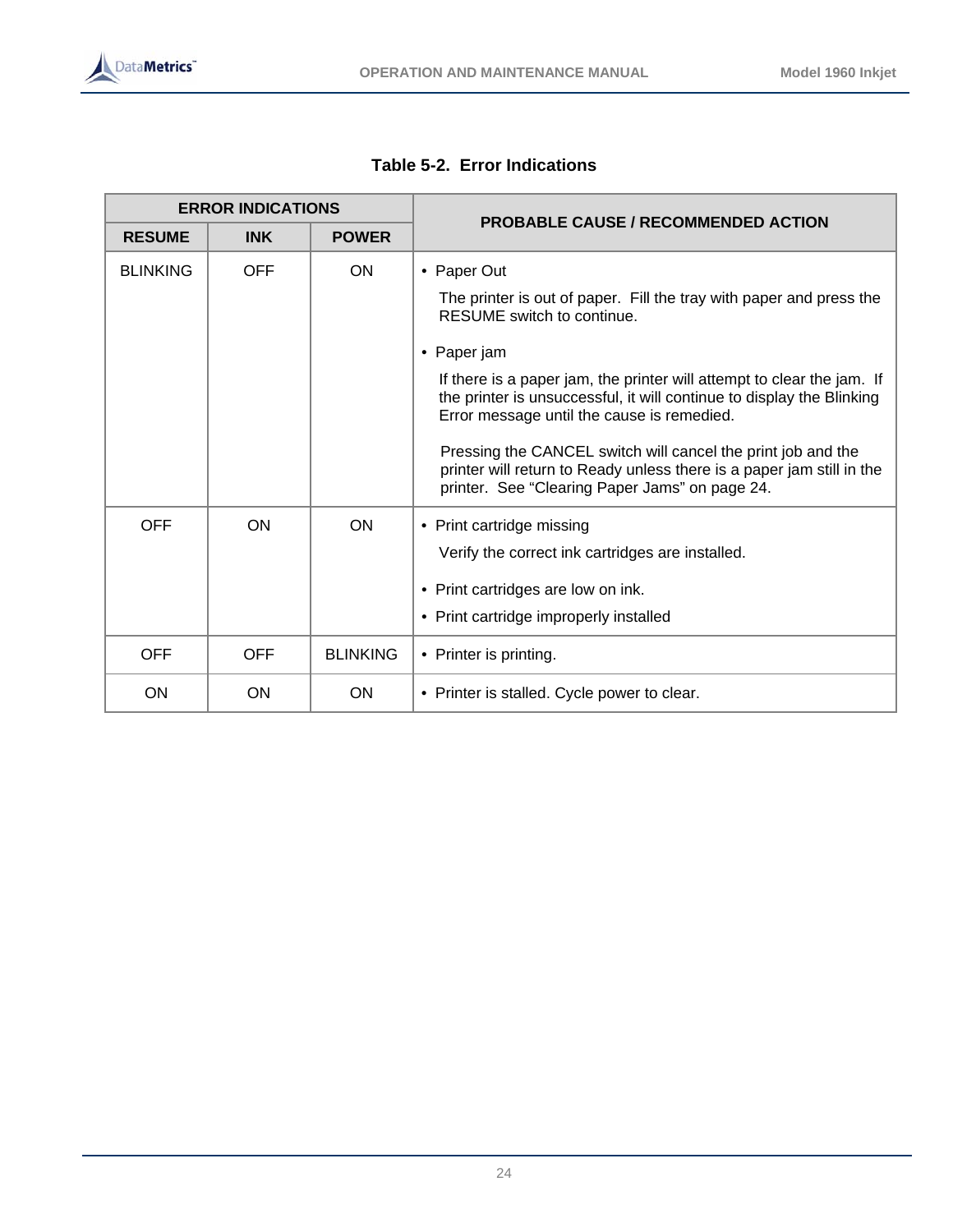**Table 5-2. Error Indications**

| ERROR INDICATIONS | | | PROBABLE CAUSE / RECOMMENDED ACTION |
|---|---|---|---|
| RESUME | INK | POWER | |
| BLINKING | OFF | ON | • Paper Out<br>The printer is out of paper. Fill the tray with paper and press the RESUME switch to continue.<br>• Paper jam<br>If there is a paper jam, the printer will attempt to clear the jam. If the printer is unsuccessful, it will continue to display the Blinking Error message until the cause is remedied.<br>Pressing the CANCEL switch will cancel the print job and the printer will return to Ready unless there is a paper jam still in the printer. See "Clearing Paper Jams" on page 24. |
| OFF | ON | ON | • Print cartridge missing<br>Verify the correct ink cartridges are installed.<br>• Print cartridges are low on ink.<br>• Print cartridge improperly installed |
| OFF | OFF | BLINKING | • Printer is printing. |
| ON | ON | ON | • Printer is stalled. Cycle power to clear. |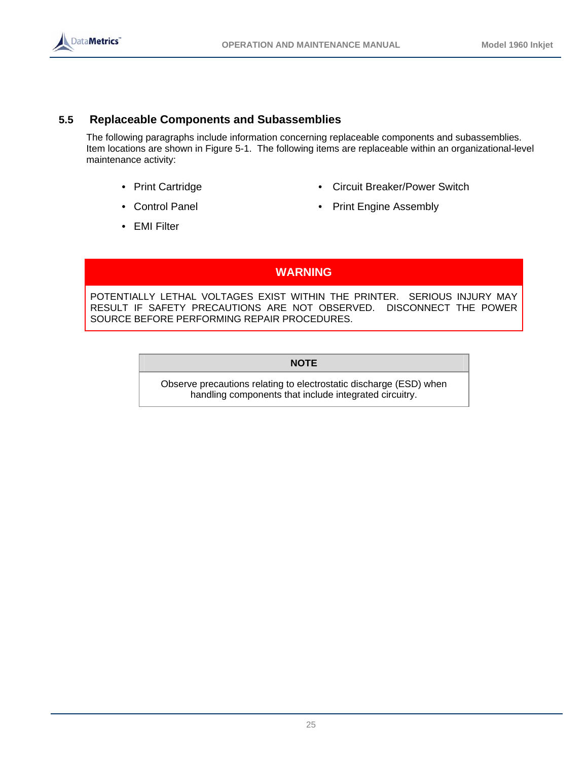## 5.5 Replaceable Components and Subassemblies

The following paragraphs include information concerning replaceable components and subassemblies. Item locations are shown in Figure 5-1. The following items are replaceable within an organizational-level maintenance activity:

- Print Cartridge
- Control Panel
- EMI Filter
- Circuit Breaker/Power Switch
- Print Engine Assembly

| WARNING |
| --- |
| POTENTIALLY LETHAL VOLTAGES EXIST WITHIN THE PRINTER. SERIOUS INJURY MAY RESULT IF SAFETY PRECAUTIONS ARE NOT OBSERVED. DISCONNECT THE POWER SOURCE BEFORE PERFORMING REPAIR PROCEDURES. |

| NOTE |
| --- |
| Observe precautions relating to electrostatic discharge (ESD) when handling components that include integrated circuitry. |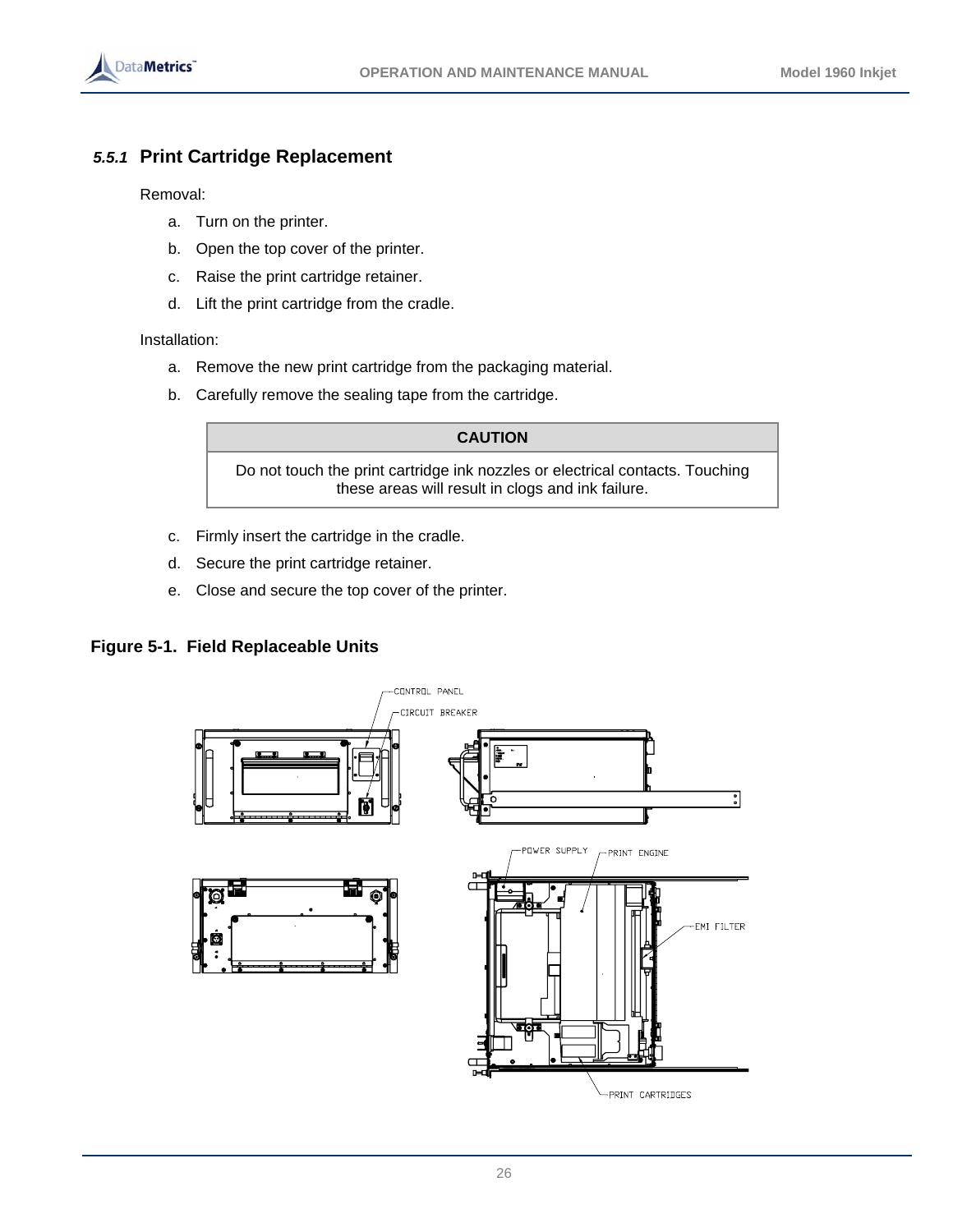### *5.5.1* Print Cartridge Replacement

Removal:

a. Turn on the printer.

b. Open the top cover of the printer.

c. Raise the print cartridge retainer.

d. Lift the print cartridge from the cradle.

Installation:

a. Remove the new print cartridge from the packaging material.

b. Carefully remove the sealing tape from the cartridge.

| CAUTION |
|---|
| Do not touch the print cartridge ink nozzles or electrical contacts. Touching these areas will result in clogs and ink failure. |

c. Firmly insert the cartridge in the cradle.

d. Secure the print cartridge retainer.

e. Close and secure the top cover of the printer.

**Figure 5-1. Field Replaceable Units**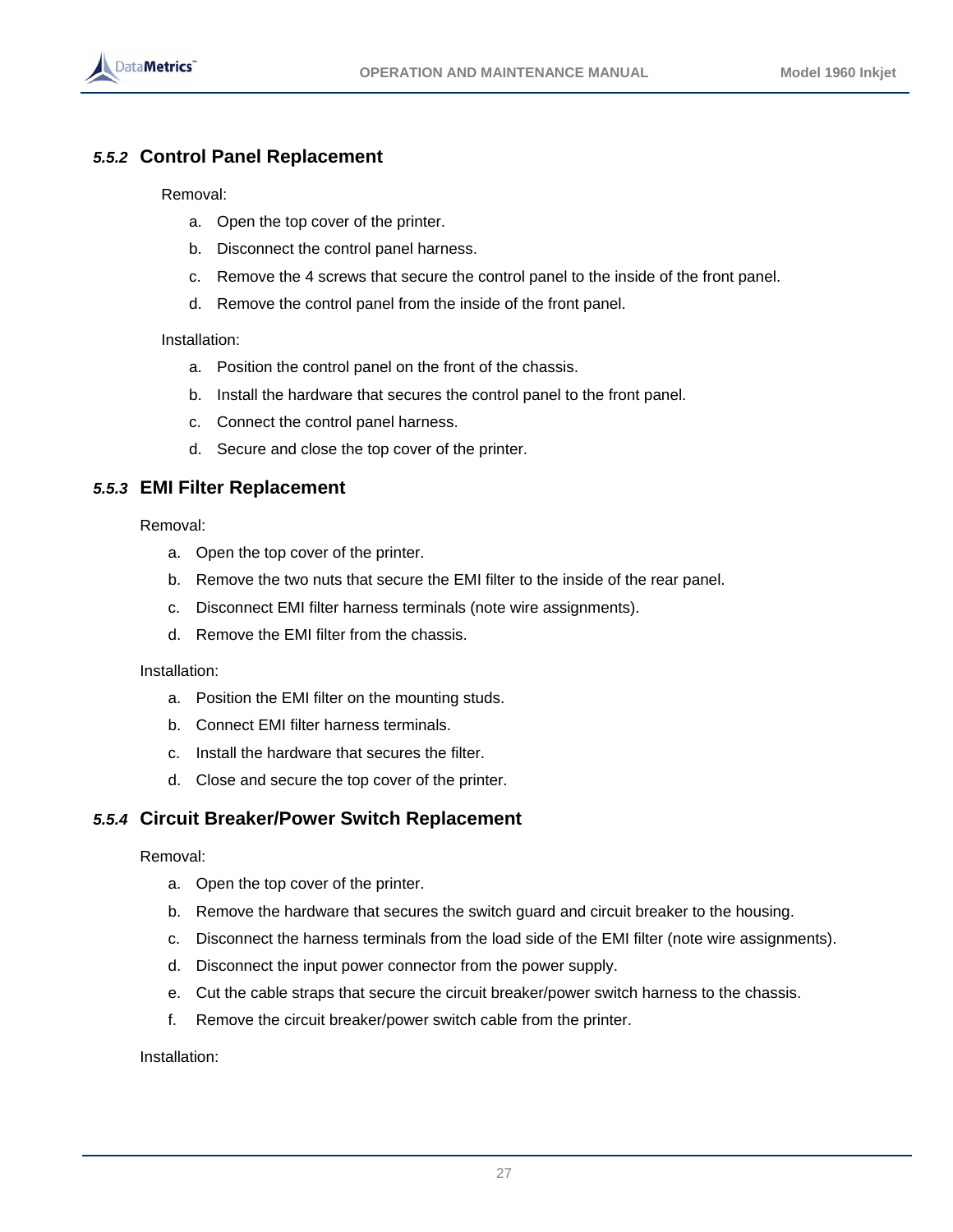### *5.5.2* Control Panel Replacement

Removal:

a. Open the top cover of the printer.
b. Disconnect the control panel harness.
c. Remove the 4 screws that secure the control panel to the inside of the front panel.
d. Remove the control panel from the inside of the front panel.

Installation:

a. Position the control panel on the front of the chassis.
b. Install the hardware that secures the control panel to the front panel.
c. Connect the control panel harness.
d. Secure and close the top cover of the printer.

### *5.5.3* EMI Filter Replacement

Removal:

a. Open the top cover of the printer.
b. Remove the two nuts that secure the EMI filter to the inside of the rear panel.
c. Disconnect EMI filter harness terminals (note wire assignments).
d. Remove the EMI filter from the chassis.

Installation:

a. Position the EMI filter on the mounting studs.
b. Connect EMI filter harness terminals.
c. Install the hardware that secures the filter.
d. Close and secure the top cover of the printer.

### *5.5.4* Circuit Breaker/Power Switch Replacement

Removal:

a. Open the top cover of the printer.
b. Remove the hardware that secures the switch guard and circuit breaker to the housing.
c. Disconnect the harness terminals from the load side of the EMI filter (note wire assignments).
d. Disconnect the input power connector from the power supply.
e. Cut the cable straps that secure the circuit breaker/power switch harness to the chassis.
f. Remove the circuit breaker/power switch cable from the printer.

Installation: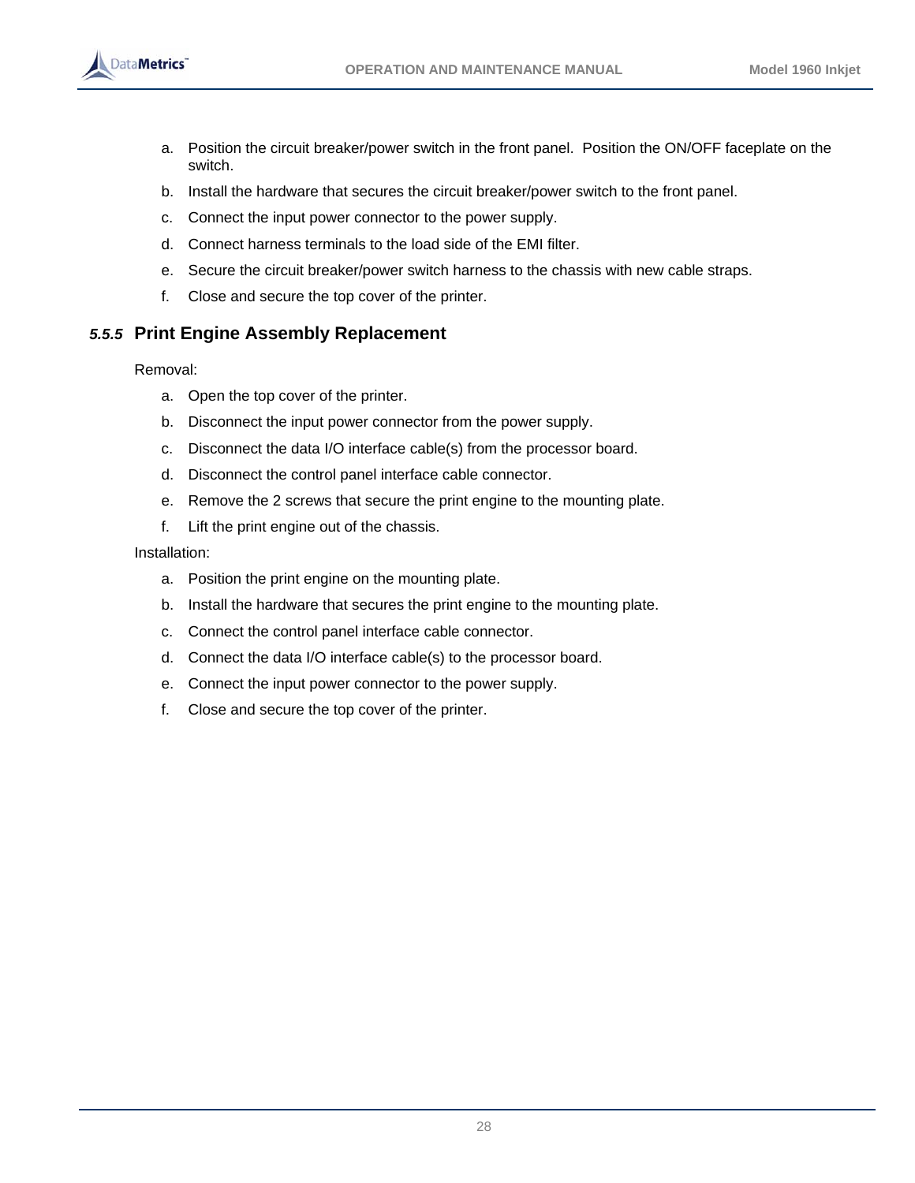a. Position the circuit breaker/power switch in the front panel. Position the ON/OFF faceplate on the switch.
b. Install the hardware that secures the circuit breaker/power switch to the front panel.
c. Connect the input power connector to the power supply.
d. Connect harness terminals to the load side of the EMI filter.
e. Secure the circuit breaker/power switch harness to the chassis with new cable straps.
f. Close and secure the top cover of the printer.

### *5.5.5* Print Engine Assembly Replacement

Removal:

a. Open the top cover of the printer.
b. Disconnect the input power connector from the power supply.
c. Disconnect the data I/O interface cable(s) from the processor board.
d. Disconnect the control panel interface cable connector.
e. Remove the 2 screws that secure the print engine to the mounting plate.
f. Lift the print engine out of the chassis.

Installation:

a. Position the print engine on the mounting plate.
b. Install the hardware that secures the print engine to the mounting plate.
c. Connect the control panel interface cable connector.
d. Connect the data I/O interface cable(s) to the processor board.
e. Connect the input power connector to the power supply.
f. Close and secure the top cover of the printer.